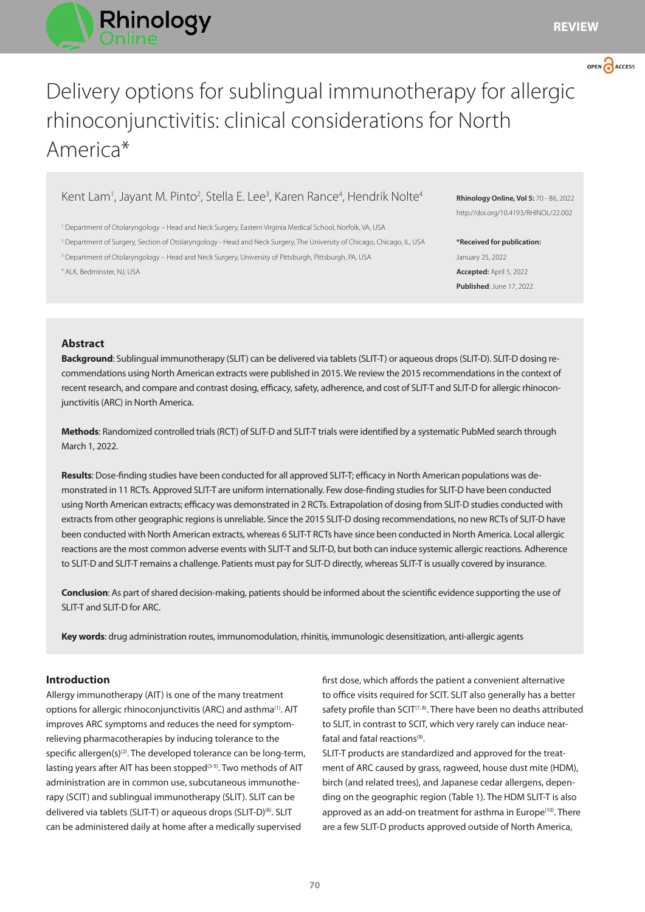# Delivery options for sublingual immunotherapy for allergic rhinoconjunctivitis: clinical considerations for North America*

Kent Lam[1], Jayant M. Pinto[2], Stella E. Lee[3], Karen Rance[4], Hendrik Nolte[4]

[1] Department of Otolaryngology – Head and Neck Surgery, Eastern Virginia Medical School, Norfolk, VA, USA
[2] Department of Surgery, Section of Otolaryngology - Head and Neck Surgery, The University of Chicago, Chicago, IL, USA
[3] Department of Otolaryngology – Head and Neck Surgery, University of Pittsburgh, Pittsburgh, PA, USA
[4] ALK, Bedminster, NJ, USA

**Rhinology Online, Vol 5:** 70 - 86, 2022
http://doi.org/10.4193/RHINOL/22.002

***Received for publication:** January 25, 2022
**Accepted:** April 5, 2022
**Published**: June 17, 2022

## Abstract

**Background**: Sublingual immunotherapy (SLIT) can be delivered via tablets (SLIT-T) or aqueous drops (SLIT-D). SLIT-D dosing recommendations using North American extracts were published in 2015. We review the 2015 recommendations in the context of recent research, and compare and contrast dosing, efficacy, safety, adherence, and cost of SLIT-T and SLIT-D for allergic rhinoconjunctivitis (ARC) in North America.

**Methods**: Randomized controlled trials (RCT) of SLIT-D and SLIT-T trials were identified by a systematic PubMed search through March 1, 2022.

**Results**: Dose-finding studies have been conducted for all approved SLIT-T; efficacy in North American populations was demonstrated in 11 RCTs. Approved SLIT-T are uniform internationally. Few dose-finding studies for SLIT-D have been conducted using North American extracts; efficacy was demonstrated in 2 RCTs. Extrapolation of dosing from SLIT-D studies conducted with extracts from other geographic regions is unreliable. Since the 2015 SLIT-D dosing recommendations, no new RCTs of SLIT-D have been conducted with North American extracts, whereas 6 SLIT-T RCTs have since been conducted in North America. Local allergic reactions are the most common adverse events with SLIT-T and SLIT-D, but both can induce systemic allergic reactions. Adherence to SLIT-D and SLIT-T remains a challenge. Patients must pay for SLIT-D directly, whereas SLIT-T is usually covered by insurance.

**Conclusion**: As part of shared decision-making, patients should be informed about the scientific evidence supporting the use of SLIT-T and SLIT-D for ARC.

**Key words**: drug administration routes, immunomodulation, rhinitis, immunologic desensitization, anti-allergic agents

## Introduction

Allergy immunotherapy (AIT) is one of the many treatment options for allergic rhinoconjunctivitis (ARC) and asthma[1]. AIT improves ARC symptoms and reduces the need for symptom-relieving pharmacotherapies by inducing tolerance to the specific allergen(s)[2]. The developed tolerance can be long-term, lasting years after AIT has been stopped[3-5]. Two methods of AIT administration are in common use, subcutaneous immunotherapy (SCIT) and sublingual immunotherapy (SLIT). SLIT can be delivered via tablets (SLIT-T) or aqueous drops (SLIT-D)[6]. SLIT can be administered daily at home after a medically supervised first dose, which affords the patient a convenient alternative to office visits required for SCIT. SLIT also generally has a better safety profile than SCIT[7,8]. There have been no deaths attributed to SLIT, in contrast to SCIT, which very rarely can induce near-fatal and fatal reactions[9].

SLIT-T products are standardized and approved for the treatment of ARC caused by grass, ragweed, house dust mite (HDM), birch (and related trees), and Japanese cedar allergens, depending on the geographic region (Table 1). The HDM SLIT-T is also approved as an add-on treatment for asthma in Europe[10]. There are a few SLIT-D products approved outside of North America,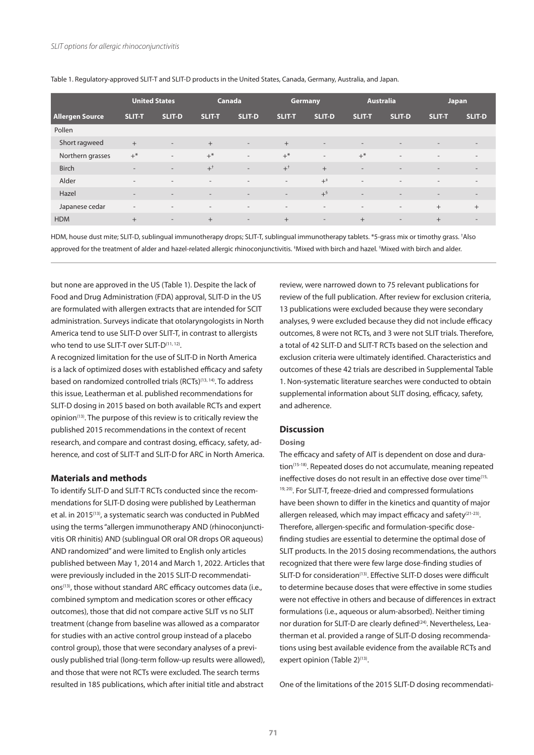Table 1. Regulatory-approved SLIT-T and SLIT-D products in the United States, Canada, Germany, Australia, and Japan.

| | United States | | Canada | | Germany | | Australia | | Japan | |
|---|---|---|---|---|---|---|---|---|---|---|
| **Allergen Source** | **SLIT-T** | **SLIT-D** | **SLIT-T** | **SLIT-D** | **SLIT-T** | **SLIT-D** | **SLIT-T** | **SLIT-D** | **SLIT-T** | **SLIT-D** |
| Pollen | | | | | | | | | | |
| Short ragweed | + | - | + | - | + | - | - | - | - | - |
| Northern grasses | +* | - | +* | - | +* | - | +* | - | - | - |
| Birch | - | - | +[†] | - | +[†] | + | - | - | - | - |
| Alder | - | - | - | - | - | +[‡] | - | - | - | - |
| Hazel | - | - | - | - | - | +[§] | - | - | - | - |
| Japanese cedar | - | - | - | - | - | - | - | - | + | + |
| HDM | + | - | + | - | + | - | + | - | + | - |

HDM, house dust mite; SLIT-D, sublingual immunotherapy drops; SLIT-T, sublingual immunotherapy tablets. *5-grass mix or timothy grass. [†]Also approved for the treatment of alder and hazel-related allergic rhinoconjunctivitis. [‡]Mixed with birch and hazel. [§]Mixed with birch and alder.

but none are approved in the US (Table 1). Despite the lack of Food and Drug Administration (FDA) approval, SLIT-D in the US are formulated with allergen extracts that are intended for SCIT administration. Surveys indicate that otolaryngologists in North America tend to use SLIT-D over SLIT-T, in contrast to allergists who tend to use SLIT-T over SLIT-D[11, 12].

A recognized limitation for the use of SLIT-D in North America is a lack of optimized doses with established efficacy and safety based on randomized controlled trials (RCTs)[13, 14]. To address this issue, Leatherman et al. published recommendations for SLIT-D dosing in 2015 based on both available RCTs and expert opinion[13]. The purpose of this review is to critically review the published 2015 recommendations in the context of recent research, and compare and contrast dosing, efficacy, safety, adherence, and cost of SLIT-T and SLIT-D for ARC in North America.

## Materials and methods

To identify SLIT-D and SLIT-T RCTs conducted since the recommendations for SLIT-D dosing were published by Leatherman et al. in 2015[13], a systematic search was conducted in PubMed using the terms "allergen immunotherapy AND (rhinoconjunctivitis OR rhinitis) AND (sublingual OR oral OR drops OR aqueous) AND randomized" and were limited to English only articles published between May 1, 2014 and March 1, 2022. Articles that were previously included in the 2015 SLIT-D recommendations[13], those without standard ARC efficacy outcomes data (i.e., combined symptom and medication scores or other efficacy outcomes), those that did not compare active SLIT vs no SLIT treatment (change from baseline was allowed as a comparator for studies with an active control group instead of a placebo control group), those that were secondary analyses of a previously published trial (long-term follow-up results were allowed), and those that were not RCTs were excluded. The search terms resulted in 185 publications, which after initial title and abstract review, were narrowed down to 75 relevant publications for review of the full publication. After review for exclusion criteria, 13 publications were excluded because they were secondary analyses, 9 were excluded because they did not include efficacy outcomes, 8 were not RCTs, and 3 were not SLIT trials. Therefore, a total of 42 SLIT-D and SLIT-T RCTs based on the selection and exclusion criteria were ultimately identified. Characteristics and outcomes of these 42 trials are described in Supplemental Table 1. Non-systematic literature searches were conducted to obtain supplemental information about SLIT dosing, efficacy, safety, and adherence.

## Discussion

### Dosing

The efficacy and safety of AIT is dependent on dose and duration[15-18]. Repeated doses do not accumulate, meaning repeated ineffective doses do not result in an effective dose over time[15, 19, 20]. For SLIT-T, freeze-dried and compressed formulations have been shown to differ in the kinetics and quantity of major allergen released, which may impact efficacy and safety[21-23]. Therefore, allergen-specific and formulation-specific dose-finding studies are essential to determine the optimal dose of SLIT products. In the 2015 dosing recommendations, the authors recognized that there were few large dose-finding studies of SLIT-D for consideration[13]. Effective SLIT-D doses were difficult to determine because doses that were effective in some studies were not effective in others and because of differences in extract formulations (i.e., aqueous or alum-absorbed). Neither timing nor duration for SLIT-D are clearly defined[24]. Nevertheless, Leatherman et al. provided a range of SLIT-D dosing recommendations using best available evidence from the available RCTs and expert opinion (Table 2)[13].

One of the limitations of the 2015 SLIT-D dosing recommendati-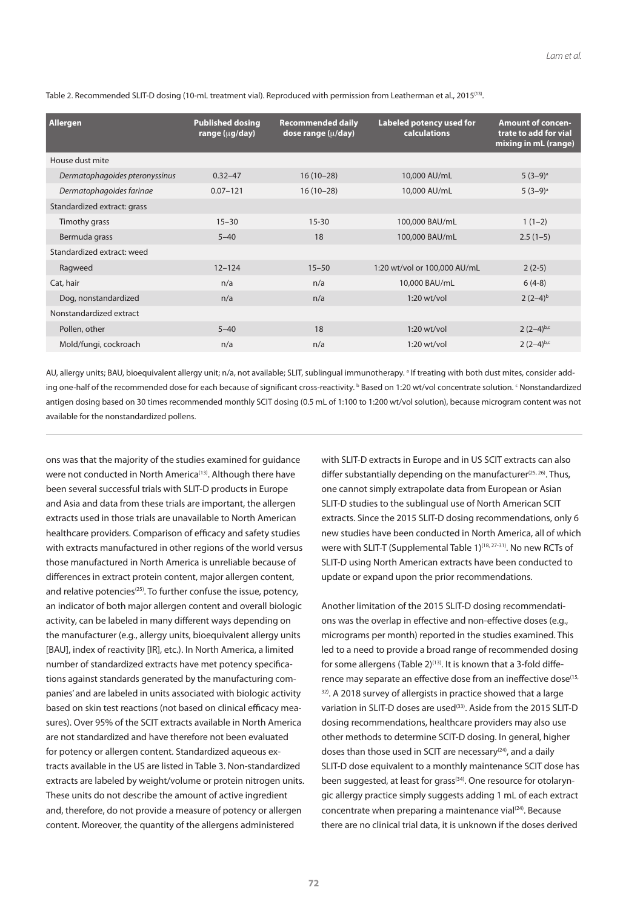Table 2. Recommended SLIT-D dosing (10-mL treatment vial). Reproduced with permission from Leatherman et al., 2015[13].

| Allergen | Published dosing range (μg/day) | Recommended daily dose range (μ/day) | Labeled potency used for calculations | Amount of concentrate to add for vial mixing in mL (range) |
|---|---|---|---|---|
| House dust mite | | | | |
| *Dermatophagoides pteronyssinus* | 0.32–47 | 16 (10–28) | 10,000 AU/mL | 5 (3–9)[a] |
| *Dermatophagoides farinae* | 0.07–121 | 16 (10–28) | 10,000 AU/mL | 5 (3–9)[a] |
| Standardized extract: grass | | | | |
| Timothy grass | 15–30 | 15-30 | 100,000 BAU/mL | 1 (1–2) |
| Bermuda grass | 5–40 | 18 | 100,000 BAU/mL | 2.5 (1–5) |
| Standardized extract: weed | | | | |
| Ragweed | 12–124 | 15–50 | 1:20 wt/vol or 100,000 AU/mL | 2 (2-5) |
| Cat, hair | n/a | n/a | 10,000 BAU/mL | 6 (4-8) |
| Dog, nonstandardized | n/a | n/a | 1:20 wt/vol | 2 (2–4)[b] |
| Nonstandardized extract | | | | |
| Pollen, other | 5–40 | 18 | 1:20 wt/vol | 2 (2–4)[b,c] |
| Mold/fungi, cockroach | n/a | n/a | 1:20 wt/vol | 2 (2–4)[b,c] |

AU, allergy units; BAU, bioequivalent allergy unit; n/a, not available; SLIT, sublingual immunotherapy. [a] If treating with both dust mites, consider adding one-half of the recommended dose for each because of significant cross-reactivity. [b] Based on 1:20 wt/vol concentrate solution. [c] Nonstandardized antigen dosing based on 30 times recommended monthly SCIT dosing (0.5 mL of 1:100 to 1:200 wt/vol solution), because microgram content was not available for the nonstandardized pollens.

ons was that the majority of the studies examined for guidance were not conducted in North America[13]. Although there have been several successful trials with SLIT-D products in Europe and Asia and data from these trials are important, the allergen extracts used in those trials are unavailable to North American healthcare providers. Comparison of efficacy and safety studies with extracts manufactured in other regions of the world versus those manufactured in North America is unreliable because of differences in extract protein content, major allergen content, and relative potencies[25]. To further confuse the issue, potency, an indicator of both major allergen content and overall biologic activity, can be labeled in many different ways depending on the manufacturer (e.g., allergy units, bioequivalent allergy units [BAU], index of reactivity [IR], etc.). In North America, a limited number of standardized extracts have met potency specifications against standards generated by the manufacturing companies' and are labeled in units associated with biologic activity based on skin test reactions (not based on clinical efficacy measures). Over 95% of the SCIT extracts available in North America are not standardized and have therefore not been evaluated for potency or allergen content. Standardized aqueous extracts available in the US are listed in Table 3. Non-standardized extracts are labeled by weight/volume or protein nitrogen units. These units do not describe the amount of active ingredient and, therefore, do not provide a measure of potency or allergen content. Moreover, the quantity of the allergens administered with SLIT-D extracts in Europe and in US SCIT extracts can also differ substantially depending on the manufacturer[25, 26]. Thus, one cannot simply extrapolate data from European or Asian SLIT-D studies to the sublingual use of North American SCIT extracts. Since the 2015 SLIT-D dosing recommendations, only 6 new studies have been conducted in North America, all of which were with SLIT-T (Supplemental Table 1)[18, 27-31]. No new RCTs of SLIT-D using North American extracts have been conducted to update or expand upon the prior recommendations.

Another limitation of the 2015 SLIT-D dosing recommendations was the overlap in effective and non-effective doses (e.g., micrograms per month) reported in the studies examined. This led to a need to provide a broad range of recommended dosing for some allergens (Table 2)[13]. It is known that a 3-fold difference may separate an effective dose from an ineffective dose[15, 32]. A 2018 survey of allergists in practice showed that a large variation in SLIT-D doses are used[33]. Aside from the 2015 SLIT-D dosing recommendations, healthcare providers may also use other methods to determine SCIT-D dosing. In general, higher doses than those used in SCIT are necessary[24], and a daily SLIT-D dose equivalent to a monthly maintenance SCIT dose has been suggested, at least for grass[34]. One resource for otolaryngic allergy practice simply suggests adding 1 mL of each extract concentrate when preparing a maintenance vial[24]. Because there are no clinical trial data, it is unknown if the doses derived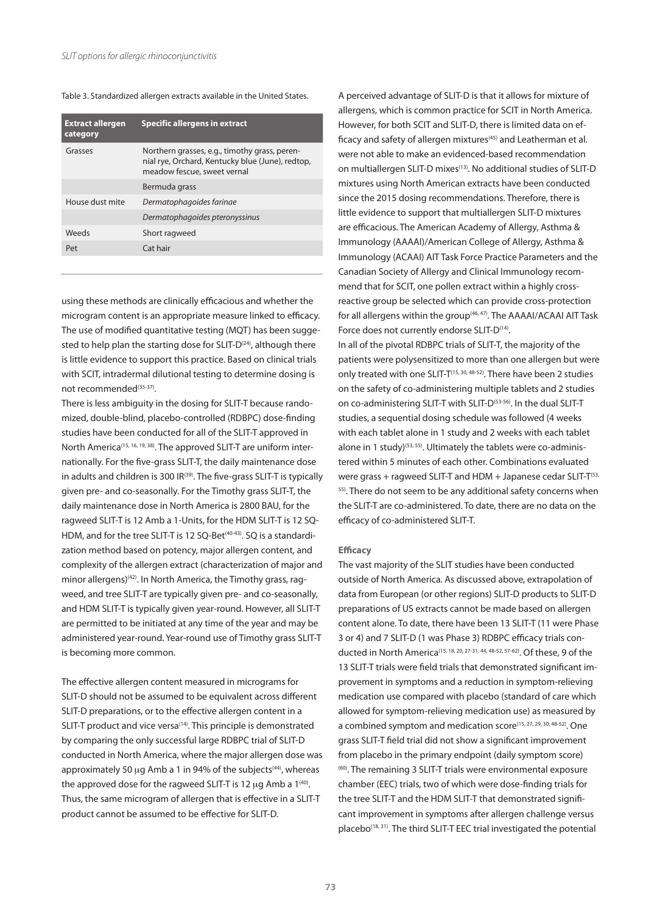Table 3. Standardized allergen extracts available in the United States.

| Extract allergen category | Specific allergens in extract |
|---|---|
| Grasses | Northern grasses, e.g., timothy grass, perennial rye, Orchard, Kentucky blue (June), redtop, meadow fescue, sweet vernal |
| | Bermuda grass |
| House dust mite | *Dermatophagoides farinae* |
| | *Dermatophagoides pteronyssinus* |
| Weeds | Short ragweed |
| Pet | Cat hair |

using these methods are clinically efficacious and whether the microgram content is an appropriate measure linked to efficacy. The use of modified quantitative testing (MQT) has been suggested to help plan the starting dose for SLIT-D[24], although there is little evidence to support this practice. Based on clinical trials with SCIT, intradermal dilutional testing to determine dosing is not recommended[35-37].

There is less ambiguity in the dosing for SLIT-T because randomized, double-blind, placebo-controlled (RDBPC) dose-finding studies have been conducted for all of the SLIT-T approved in North America[15, 16, 19, 38]. The approved SLIT-T are uniform internationally. For the five-grass SLIT-T, the daily maintenance dose in adults and children is 300 IR[39]. The five-grass SLIT-T is typically given pre- and co-seasonally. For the Timothy grass SLIT-T, the daily maintenance dose in North America is 2800 BAU, for the ragweed SLIT-T is 12 Amb a 1-Units, for the HDM SLIT-T is 12 SQ-HDM, and for the tree SLIT-T is 12 SQ-Bet[40-43]. SQ is a standardization method based on potency, major allergen content, and complexity of the allergen extract (characterization of major and minor allergens)[42]. In North America, the Timothy grass, ragweed, and tree SLIT-T are typically given pre- and co-seasonally, and HDM SLIT-T is typically given year-round. However, all SLIT-T are permitted to be initiated at any time of the year and may be administered year-round. Year-round use of Timothy grass SLIT-T is becoming more common.

The effective allergen content measured in micrograms for SLIT-D should not be assumed to be equivalent across different SLIT-D preparations, or to the effective allergen content in a SLIT-T product and vice versa[14]. This principle is demonstrated by comparing the only successful large RDBPC trial of SLIT-D conducted in North America, where the major allergen dose was approximately 50 µg Amb a 1 in 94% of the subjects[44], whereas the approved dose for the ragweed SLIT-T is 12 µg Amb a 1[40]. Thus, the same microgram of allergen that is effective in a SLIT-T product cannot be assumed to be effective for SLIT-D.

A perceived advantage of SLIT-D is that it allows for mixture of allergens, which is common practice for SCIT in North America. However, for both SCIT and SLIT-D, there is limited data on efficacy and safety of allergen mixtures[45] and Leatherman et al. were not able to make an evidenced-based recommendation on multiallergen SLIT-D mixes[13]. No additional studies of SLIT-D mixtures using North American extracts have been conducted since the 2015 dosing recommendations. Therefore, there is little evidence to support that multiallergen SLIT-D mixtures are efficacious. The American Academy of Allergy, Asthma & Immunology (AAAAI)/American College of Allergy, Asthma & Immunology (ACAAI) AIT Task Force Practice Parameters and the Canadian Society of Allergy and Clinical Immunology recommend that for SCIT, one pollen extract within a highly cross-reactive group be selected which can provide cross-protection for all allergens within the group[46, 47]. The AAAAI/ACAAI AIT Task Force does not currently endorse SLIT-D[14].

In all of the pivotal RDBPC trials of SLIT-T, the majority of the patients were polysensitized to more than one allergen but were only treated with one SLIT-T[15, 30, 48-52]. There have been 2 studies on the safety of co-administering multiple tablets and 2 studies on co-administering SLIT-T with SLIT-D[53-56]. In the dual SLIT-T studies, a sequential dosing schedule was followed (4 weeks with each tablet alone in 1 study and 2 weeks with each tablet alone in 1 study)[53, 55]. Ultimately the tablets were co-administered within 5 minutes of each other. Combinations evaluated were grass + ragweed SLIT-T and HDM + Japanese cedar SLIT-T[53, 55]. There do not seem to be any additional safety concerns when the SLIT-T are co-administered. To date, there are no data on the efficacy of co-administered SLIT-T.

### Efficacy

The vast majority of the SLIT studies have been conducted outside of North America. As discussed above, extrapolation of data from European (or other regions) SLIT-D products to SLIT-D preparations of US extracts cannot be made based on allergen content alone. To date, there have been 13 SLIT-T (11 were Phase 3 or 4) and 7 SLIT-D (1 was Phase 3) RDBPC efficacy trials conducted in North America[15, 18, 20, 27-31, 44, 48-52, 57-62]. Of these, 9 of the 13 SLIT-T trials were field trials that demonstrated significant improvement in symptoms and a reduction in symptom-relieving medication use compared with placebo (standard of care which allowed for symptom-relieving medication use) as measured by a combined symptom and medication score[15, 27, 29, 30, 48-52]. One grass SLIT-T field trial did not show a significant improvement from placebo in the primary endpoint (daily symptom score)[60]. The remaining 3 SLIT-T trials were environmental exposure chamber (EEC) trials, two of which were dose-finding trials for the tree SLIT-T and the HDM SLIT-T that demonstrated significant improvement in symptoms after allergen challenge versus placebo[18, 31]. The third SLIT-T EEC trial investigated the potential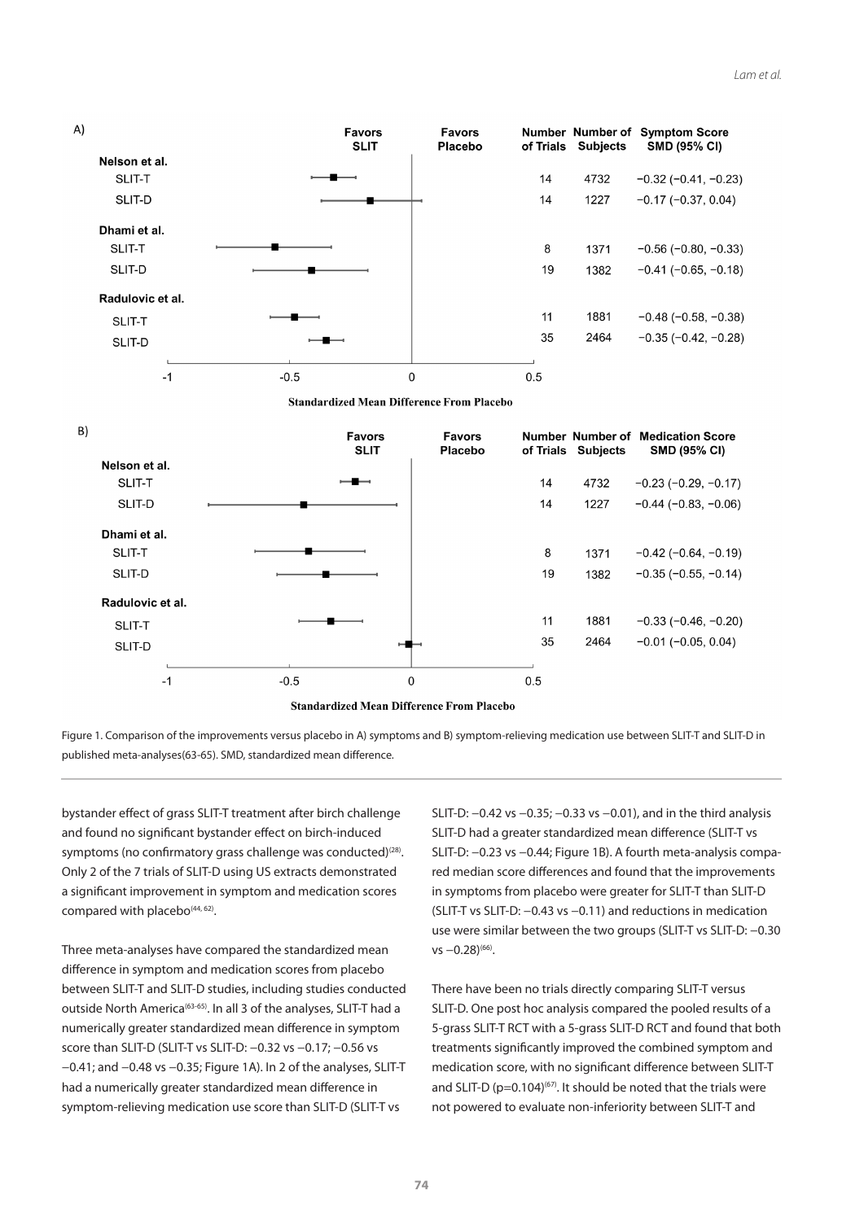| | Number of Trials | Number of Subjects | Symptom Score SMD (95% CI) |
|---|---|---|---|
| **Nelson et al.** | | | |
| SLIT-T | 14 | 4732 | −0.32 (−0.41, −0.23) |
| SLIT-D | 14 | 1227 | −0.17 (−0.37, 0.04) |
| **Dhami et al.** | | | |
| SLIT-T | 8 | 1371 | −0.56 (−0.80, −0.33) |
| SLIT-D | 19 | 1382 | −0.41 (−0.65, −0.18) |
| **Radulovic et al.** | | | |
| SLIT-T | 11 | 1881 | −0.48 (−0.58, −0.38) |
| SLIT-D | 35 | 2464 | −0.35 (−0.42, −0.28) |

| | Number of Trials | Number of Subjects | Medication Score SMD (95% CI) |
|---|---|---|---|
| **Nelson et al.** | | | |
| SLIT-T | 14 | 4732 | −0.23 (−0.29, −0.17) |
| SLIT-D | 14 | 1227 | −0.44 (−0.83, −0.06) |
| **Dhami et al.** | | | |
| SLIT-T | 8 | 1371 | −0.42 (−0.64, −0.19) |
| SLIT-D | 19 | 1382 | −0.35 (−0.55, −0.14) |
| **Radulovic et al.** | | | |
| SLIT-T | 11 | 1881 | −0.33 (−0.46, −0.20) |
| SLIT-D | 35 | 2464 | −0.01 (−0.05, 0.04) |

Figure 1. Comparison of the improvements versus placebo in A) symptoms and B) symptom-relieving medication use between SLIT-T and SLIT-D in published meta-analyses(63-65). SMD, standardized mean difference.

bystander effect of grass SLIT-T treatment after birch challenge and found no significant bystander effect on birch-induced symptoms (no confirmatory grass challenge was conducted)[28]. Only 2 of the 7 trials of SLIT-D using US extracts demonstrated a significant improvement in symptom and medication scores compared with placebo[44, 62].

Three meta-analyses have compared the standardized mean difference in symptom and medication scores from placebo between SLIT-T and SLIT-D studies, including studies conducted outside North America[63-65]. In all 3 of the analyses, SLIT-T had a numerically greater standardized mean difference in symptom score than SLIT-D (SLIT-T vs SLIT-D: −0.32 vs −0.17; −0.56 vs −0.41; and −0.48 vs −0.35; Figure 1A). In 2 of the analyses, SLIT-T had a numerically greater standardized mean difference in symptom-relieving medication use score than SLIT-D (SLIT-T vs SLIT-D: −0.42 vs −0.35; −0.33 vs −0.01), and in the third analysis SLIT-D had a greater standardized mean difference (SLIT-T vs SLIT-D: −0.23 vs −0.44; Figure 1B). A fourth meta-analysis compared median score differences and found that the improvements in symptoms from placebo were greater for SLIT-T than SLIT-D (SLIT-T vs SLIT-D: −0.43 vs −0.11) and reductions in medication use were similar between the two groups (SLIT-T vs SLIT-D: −0.30 vs −0.28)[66].

There have been no trials directly comparing SLIT-T versus SLIT-D. One post hoc analysis compared the pooled results of a 5-grass SLIT-T RCT with a 5-grass SLIT-D RCT and found that both treatments significantly improved the combined symptom and medication score, with no significant difference between SLIT-T and SLIT-D ($p=0.104$)[67]. It should be noted that the trials were not powered to evaluate non-inferiority between SLIT-T and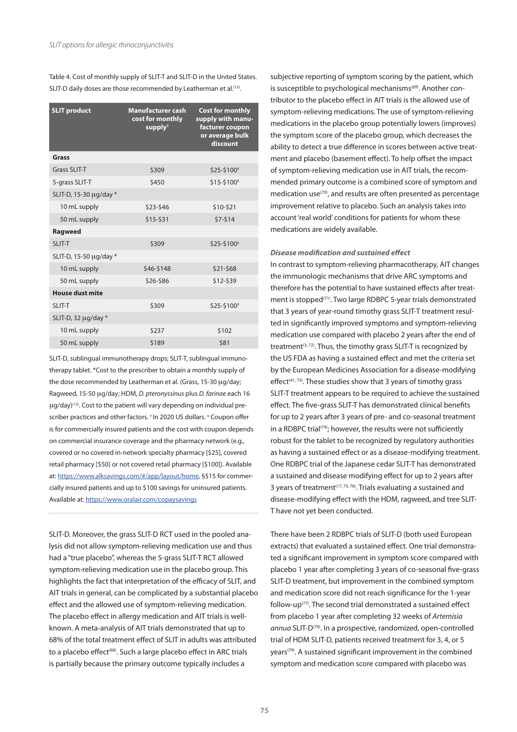Table 4. Cost of monthly supply of SLIT-T and SLIT-D in the United States. SLIT-D daily doses are those recommended by Leatherman et al.[13].

| SLIT product | Manufacturer cash cost for monthly supply† | Cost for monthly supply with manufacturer coupon or average bulk discount |
|---|---|---|
| **Grass** | | |
| Grass SLIT-T | \$309 | \$25-\$100‡ |
| 5-grass SLIT-T | \$450 | \$15-\$100§ |
| SLIT-D, 15-30 μg/day * | | |
| 10 mL supply | \$23-\$46 | \$10-\$21 |
| 50 mL supply | \$15-\$31 | \$7-\$14 |
| **Ragweed** | | |
| SLIT-T | \$309 | \$25-\$100‡ |
| SLIT-D, 15-50 μg/day * | | |
| 10 mL supply | \$46-\$148 | \$21-\$68 |
| 50 mL supply | \$26-\$86 | \$12-\$39 |
| **House dust mite** | | |
| SLIT-T | \$309 | \$25-\$100‡ |
| SLIT-D, 32 μg/day * | | |
| 10 mL supply | \$237 | \$102 |
| 50 mL supply | \$189 | \$81 |

SLIT-D, sublingual immunotherapy drops; SLIT-T, sublingual immunotherapy tablet. *Cost to the prescriber to obtain a monthly supply of the dose recommended by Leatherman et al. (Grass, 15-30 μg/day; Ragweed, 15-50 μg/day; HDM, *D. pteronyssinus* plus *D. farinae* each 16 μg/day)[13]. Cost to the patient will vary depending on individual prescriber practices and other factors. † In 2020 US dollars. ‡ Coupon offer is for commercially insured patients and the cost with coupon depends on commercial insurance coverage and the pharmacy network (e.g., covered or no covered in-network specialty pharmacy [\$25], covered retail pharmacy [\$50] or not covered retail pharmacy [\$100]). Available at: https://www.alksavings.com/#/app/layout/home, §\$15 for commercially insured patients and up to \$100 savings for uninsured patients. Available at: https://www.oralair.com/copaysavings

SLIT-D. Moreover, the grass SLIT-D RCT used in the pooled analysis did not allow symptom-relieving medication use and thus had a "true placebo", whereas the 5-grass SLIT-T RCT allowed symptom-relieving medication use in the placebo group. This highlights the fact that interpretation of the efficacy of SLIT, and AIT trials in general, can be complicated by a substantial placebo effect and the allowed use of symptom-relieving medication. The placebo effect in allergy medication and AIT trials is well-known. A meta-analysis of AIT trials demonstrated that up to 68% of the total treatment effect of SLIT in adults was attributed to a placebo effect[68]. Such a large placebo effect in ARC trials is partially because the primary outcome typically includes a subjective reporting of symptom scoring by the patient, which is susceptible to psychological mechanisms[69]. Another contributor to the placebo effect in AIT trials is the allowed use of symptom-relieving medications. The use of symptom-relieving medications in the placebo group potentially lowers (improves) the symptom score of the placebo group, which decreases the ability to detect a true difference in scores between active treatment and placebo (basement effect). To help offset the impact of symptom-relieving medication use in AIT trials, the recommended primary outcome is a combined score of symptom and medication use[70], and results are often presented as percentage improvement relative to placebo. Such an analysis takes into account 'real world' conditions for patients for whom these medications are widely available.

#### *Disease modification and sustained effect*

In contrast to symptom-relieving pharmacotherapy, AIT changes the immunologic mechanisms that drive ARC symptoms and therefore has the potential to have sustained effects after treatment is stopped[71]. Two large RDBPC 5-year trials demonstrated that 3 years of year-round timothy grass SLIT-T treatment resulted in significantly improved symptoms and symptom-relieving medication use compared with placebo 2 years after the end of treatment[3, 72]. Thus, the timothy grass SLIT-T is recognized by the US FDA as having a sustained effect and met the criteria set by the European Medicines Association for a disease-modifying effect[41, 73]. These studies show that 3 years of timothy grass SLIT-T treatment appears to be required to achieve the sustained effect. The five-grass SLIT-T has demonstrated clinical benefits for up to 2 years after 3 years of pre- and co-seasonal treatment in a RDBPC trial[74]; however, the results were not sufficiently robust for the tablet to be recognized by regulatory authorities as having a sustained effect or as a disease-modifying treatment. One RDBPC trial of the Japanese cedar SLIT-T has demonstrated a sustained and disease modifying effect for up to 2 years after 3 years of treatment[17, 75, 76]. Trials evaluating a sustained and disease-modifying effect with the HDM, ragweed, and tree SLIT-T have not yet been conducted.

There have been 2 RDBPC trials of SLIT-D (both used European extracts) that evaluated a sustained effect. One trial demonstrated a significant improvement in symptom score compared with placebo 1 year after completing 3 years of co-seasonal five-grass SLIT-D treatment, but improvement in the combined symptom and medication score did not reach significance for the 1-year follow-up[77]. The second trial demonstrated a sustained effect from placebo 1 year after completing 32 weeks of *Artemisia annua* SLIT-D[78]. In a prospective, randomized, open-controlled trial of HDM SLIT-D, patients received treatment for 3, 4, or 5 years[79]. A sustained significant improvement in the combined symptom and medication score compared with placebo was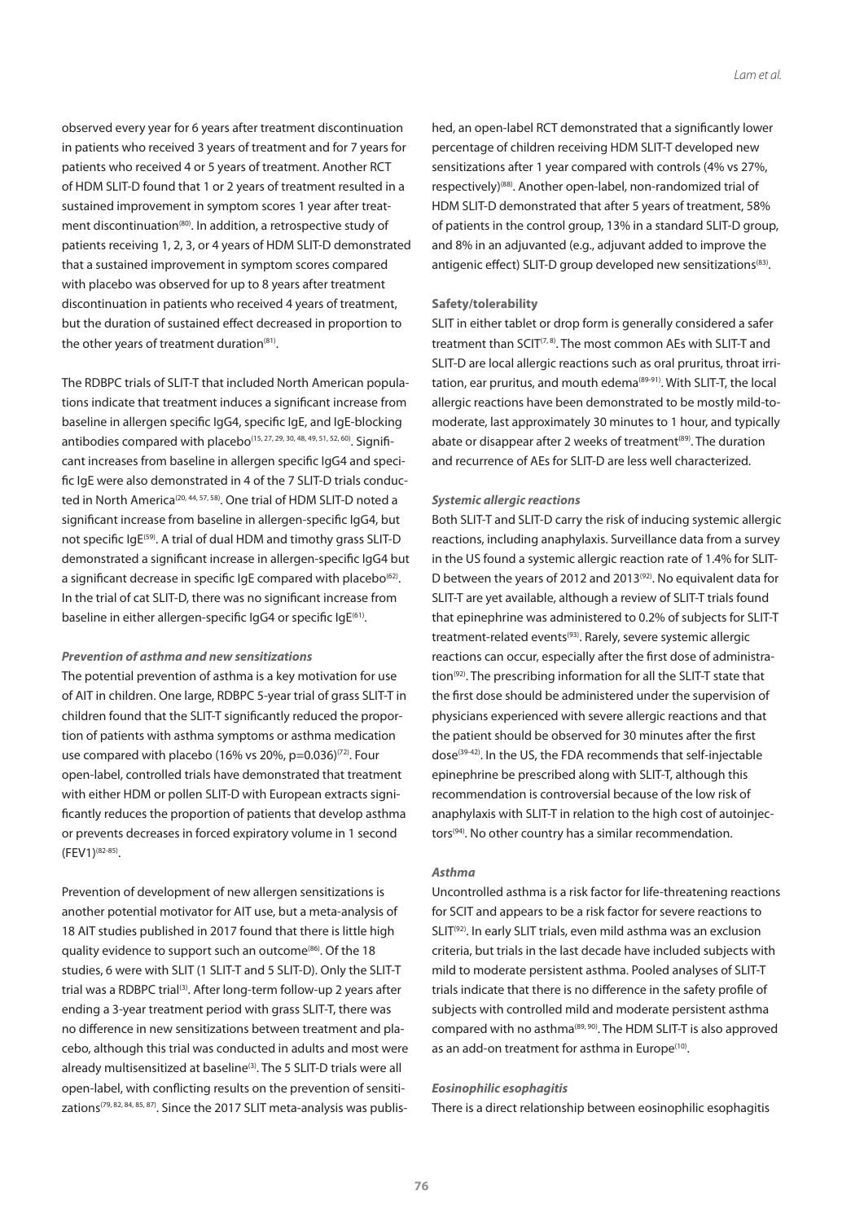observed every year for 6 years after treatment discontinuation in patients who received 3 years of treatment and for 7 years for patients who received 4 or 5 years of treatment. Another RCT of HDM SLIT-D found that 1 or 2 years of treatment resulted in a sustained improvement in symptom scores 1 year after treatment discontinuation[80]. In addition, a retrospective study of patients receiving 1, 2, 3, or 4 years of HDM SLIT-D demonstrated that a sustained improvement in symptom scores compared with placebo was observed for up to 8 years after treatment discontinuation in patients who received 4 years of treatment, but the duration of sustained effect decreased in proportion to the other years of treatment duration[81].

The RDBPC trials of SLIT-T that included North American populations indicate that treatment induces a significant increase from baseline in allergen specific IgG4, specific IgE, and IgE-blocking antibodies compared with placebo[15, 27, 29, 30, 48, 49, 51, 52, 60]. Significant increases from baseline in allergen specific IgG4 and specific IgE were also demonstrated in 4 of the 7 SLIT-D trials conducted in North America[20, 44, 57, 58]. One trial of HDM SLIT-D noted a significant increase from baseline in allergen-specific IgG4, but not specific IgE[59]. A trial of dual HDM and timothy grass SLIT-D demonstrated a significant increase in allergen-specific IgG4 but a significant decrease in specific IgE compared with placebo[62]. In the trial of cat SLIT-D, there was no significant increase from baseline in either allergen-specific IgG4 or specific IgE[61].

#### *Prevention of asthma and new sensitizations*

The potential prevention of asthma is a key motivation for use of AIT in children. One large, RDBPC 5-year trial of grass SLIT-T in children found that the SLIT-T significantly reduced the proportion of patients with asthma symptoms or asthma medication use compared with placebo (16% vs 20%, p=0.036)[72]. Four open-label, controlled trials have demonstrated that treatment with either HDM or pollen SLIT-D with European extracts significantly reduces the proportion of patients that develop asthma or prevents decreases in forced expiratory volume in 1 second (FEV1)[82-85].

Prevention of development of new allergen sensitizations is another potential motivator for AIT use, but a meta-analysis of 18 AIT studies published in 2017 found that there is little high quality evidence to support such an outcome[86]. Of the 18 studies, 6 were with SLIT (1 SLIT-T and 5 SLIT-D). Only the SLIT-T trial was a RDBPC trial[3]. After long-term follow-up 2 years after ending a 3-year treatment period with grass SLIT-T, there was no difference in new sensitizations between treatment and placebo, although this trial was conducted in adults and most were already multisensitized at baseline[3]. The 5 SLIT-D trials were all open-label, with conflicting results on the prevention of sensitizations[79, 82, 84, 85, 87]. Since the 2017 SLIT meta-analysis was published, an open-label RCT demonstrated that a significantly lower percentage of children receiving HDM SLIT-T developed new sensitizations after 1 year compared with controls (4% vs 27%, respectively)[88]. Another open-label, non-randomized trial of HDM SLIT-D demonstrated that after 5 years of treatment, 58% of patients in the control group, 13% in a standard SLIT-D group, and 8% in an adjuvanted (e.g., adjuvant added to improve the antigenic effect) SLIT-D group developed new sensitizations[83].

### Safety/tolerability

SLIT in either tablet or drop form is generally considered a safer treatment than SCIT[7, 8]. The most common AEs with SLIT-T and SLIT-D are local allergic reactions such as oral pruritus, throat irritation, ear pruritus, and mouth edema[89-91]. With SLIT-T, the local allergic reactions have been demonstrated to be mostly mild-to-moderate, last approximately 30 minutes to 1 hour, and typically abate or disappear after 2 weeks of treatment[89]. The duration and recurrence of AEs for SLIT-D are less well characterized.

#### *Systemic allergic reactions*

Both SLIT-T and SLIT-D carry the risk of inducing systemic allergic reactions, including anaphylaxis. Surveillance data from a survey in the US found a systemic allergic reaction rate of 1.4% for SLIT-D between the years of 2012 and 2013[92]. No equivalent data for SLIT-T are yet available, although a review of SLIT-T trials found that epinephrine was administered to 0.2% of subjects for SLIT-T treatment-related events[93]. Rarely, severe systemic allergic reactions can occur, especially after the first dose of administration[92]. The prescribing information for all the SLIT-T state that the first dose should be administered under the supervision of physicians experienced with severe allergic reactions and that the patient should be observed for 30 minutes after the first dose[39-42]. In the US, the FDA recommends that self-injectable epinephrine be prescribed along with SLIT-T, although this recommendation is controversial because of the low risk of anaphylaxis with SLIT-T in relation to the high cost of autoinjectors[94]. No other country has a similar recommendation.

#### *Asthma*

Uncontrolled asthma is a risk factor for life-threatening reactions for SCIT and appears to be a risk factor for severe reactions to SLIT[92]. In early SLIT trials, even mild asthma was an exclusion criteria, but trials in the last decade have included subjects with mild to moderate persistent asthma. Pooled analyses of SLIT-T trials indicate that there is no difference in the safety profile of subjects with controlled mild and moderate persistent asthma compared with no asthma[89, 90]. The HDM SLIT-T is also approved as an add-on treatment for asthma in Europe[10].

#### *Eosinophilic esophagitis*

There is a direct relationship between eosinophilic esophagitis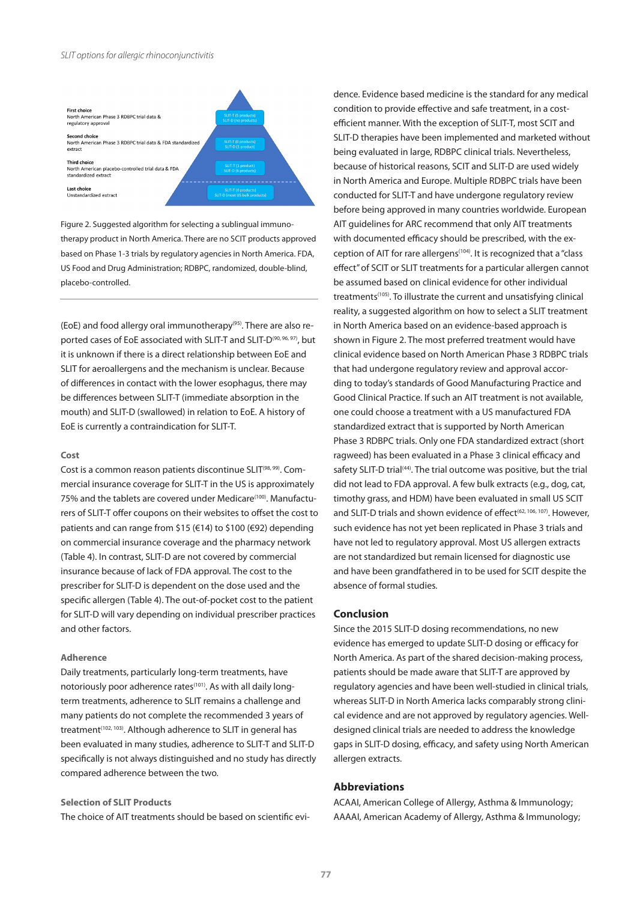First choice
North American Phase 3 RDBPC trial data & regulatory approval

SLIT-T (5 products)
SLIT-D (no products)

Second choice
North American Phase 3 RDBPC trial data & FDA standardized extract

SLIT-T (0 products)
SLIT-D (1 product)

Third choice
North American placebo-controlled trial data & FDA standardized extract

SLIT-T (1 product)
SLIT-D (6 products)

Last choice
Unstandardized extract

SLIT-T (0 products)
SLIT-D (most US bulk products)

Figure 2. Suggested algorithm for selecting a sublingual immunotherapy product in North America. There are no SCIT products approved based on Phase 1-3 trials by regulatory agencies in North America. FDA, US Food and Drug Administration; RDBPC, randomized, double-blind, placebo-controlled.

(EoE) and food allergy oral immunotherapy[95]. There are also reported cases of EoE associated with SLIT-T and SLIT-D[90, 96, 97], but it is unknown if there is a direct relationship between EoE and SLIT for aeroallergens and the mechanism is unclear. Because of differences in contact with the lower esophagus, there may be differences between SLIT-T (immediate absorption in the mouth) and SLIT-D (swallowed) in relation to EoE. A history of EoE is currently a contraindication for SLIT-T.

### Cost

Cost is a common reason patients discontinue SLIT[98, 99]. Commercial insurance coverage for SLIT-T in the US is approximately 75% and the tablets are covered under Medicare[100]. Manufacturers of SLIT-T offer coupons on their websites to offset the cost to patients and can range from $15 (€14) to $100 (€92) depending on commercial insurance coverage and the pharmacy network (Table 4). In contrast, SLIT-D are not covered by commercial insurance because of lack of FDA approval. The cost to the prescriber for SLIT-D is dependent on the dose used and the specific allergen (Table 4). The out-of-pocket cost to the patient for SLIT-D will vary depending on individual prescriber practices and other factors.

### Adherence

Daily treatments, particularly long-term treatments, have notoriously poor adherence rates[101]. As with all daily long-term treatments, adherence to SLIT remains a challenge and many patients do not complete the recommended 3 years of treatment[102, 103]. Although adherence to SLIT in general has been evaluated in many studies, adherence to SLIT-T and SLIT-D specifically is not always distinguished and no study has directly compared adherence between the two.

### Selection of SLIT Products

The choice of AIT treatments should be based on scientific evidence. Evidence based medicine is the standard for any medical condition to provide effective and safe treatment, in a cost-efficient manner. With the exception of SLIT-T, most SCIT and SLIT-D therapies have been implemented and marketed without being evaluated in large, RDBPC clinical trials. Nevertheless, because of historical reasons, SCIT and SLIT-D are used widely in North America and Europe. Multiple RDBPC trials have been conducted for SLIT-T and have undergone regulatory review before being approved in many countries worldwide. European AIT guidelines for ARC recommend that only AIT treatments with documented efficacy should be prescribed, with the exception of AIT for rare allergens[104]. It is recognized that a "class effect" of SCIT or SLIT treatments for a particular allergen cannot be assumed based on clinical evidence for other individual treatments[105]. To illustrate the current and unsatisfying clinical reality, a suggested algorithm on how to select a SLIT treatment in North America based on an evidence-based approach is shown in Figure 2. The most preferred treatment would have clinical evidence based on North American Phase 3 RDBPC trials that had undergone regulatory review and approval according to today's standards of Good Manufacturing Practice and Good Clinical Practice. If such an AIT treatment is not available, one could choose a treatment with a US manufactured FDA standardized extract that is supported by North American Phase 3 RDBPC trials. Only one FDA standardized extract (short ragweed) has been evaluated in a Phase 3 clinical efficacy and safety SLIT-D trial[44]. The trial outcome was positive, but the trial did not lead to FDA approval. A few bulk extracts (e.g., dog, cat, timothy grass, and HDM) have been evaluated in small US SCIT and SLIT-D trials and shown evidence of effect[62, 106, 107]. However, such evidence has not yet been replicated in Phase 3 trials and have not led to regulatory approval. Most US allergen extracts are not standardized but remain licensed for diagnostic use and have been grandfathered in to be used for SCIT despite the absence of formal studies.

## Conclusion

Since the 2015 SLIT-D dosing recommendations, no new evidence has emerged to update SLIT-D dosing or efficacy for North America. As part of the shared decision-making process, patients should be made aware that SLIT-T are approved by regulatory agencies and have been well-studied in clinical trials, whereas SLIT-D in North America lacks comparably strong clinical evidence and are not approved by regulatory agencies. Well-designed clinical trials are needed to address the knowledge gaps in SLIT-D dosing, efficacy, and safety using North American allergen extracts.

## Abbreviations

ACAAI, American College of Allergy, Asthma & Immunology; AAAAI, American Academy of Allergy, Asthma & Immunology;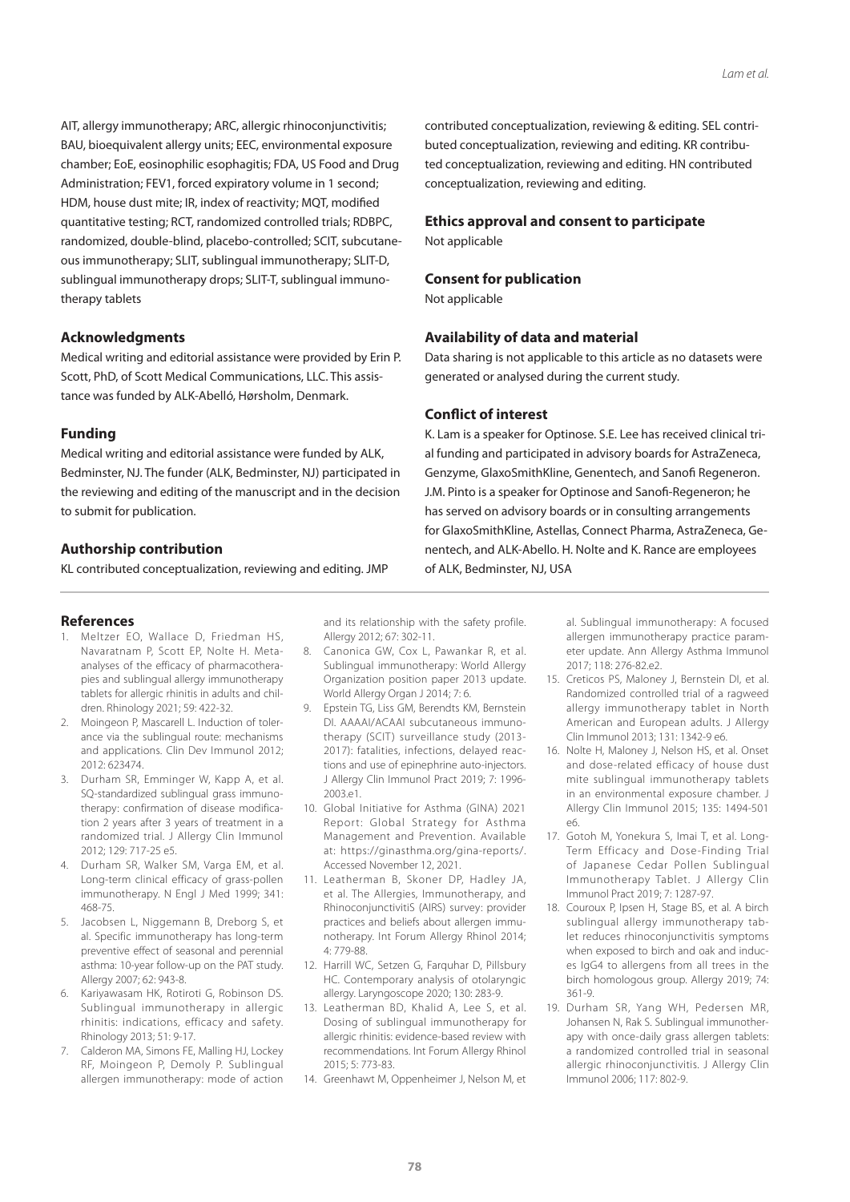AIT, allergy immunotherapy; ARC, allergic rhinoconjunctivitis; BAU, bioequivalent allergy units; EEC, environmental exposure chamber; EoE, eosinophilic esophagitis; FDA, US Food and Drug Administration; FEV1, forced expiratory volume in 1 second; HDM, house dust mite; IR, index of reactivity; MQT, modified quantitative testing; RCT, randomized controlled trials; RDBPC, randomized, double-blind, placebo-controlled; SCIT, subcutaneous immunotherapy; SLIT, sublingual immunotherapy; SLIT-D, sublingual immunotherapy drops; SLIT-T, sublingual immunotherapy tablets

### Acknowledgments

Medical writing and editorial assistance were provided by Erin P. Scott, PhD, of Scott Medical Communications, LLC. This assistance was funded by ALK-Abelló, Hørsholm, Denmark.

### Funding

Medical writing and editorial assistance were funded by ALK, Bedminster, NJ. The funder (ALK, Bedminster, NJ) participated in the reviewing and editing of the manuscript and in the decision to submit for publication.

### Authorship contribution

KL contributed conceptualization, reviewing and editing. JMP contributed conceptualization, reviewing & editing. SEL contributed conceptualization, reviewing and editing. KR contributed conceptualization, reviewing and editing. HN contributed conceptualization, reviewing and editing.

### Ethics approval and consent to participate

Not applicable

### Consent for publication

Not applicable

### Availability of data and material

Data sharing is not applicable to this article as no datasets were generated or analysed during the current study.

### Conflict of interest

K. Lam is a speaker for Optinose. S.E. Lee has received clinical trial funding and participated in advisory boards for AstraZeneca, Genzyme, GlaxoSmithKline, Genentech, and Sanofi Regeneron. J.M. Pinto is a speaker for Optinose and Sanofi-Regeneron; he has served on advisory boards or in consulting arrangements for GlaxoSmithKline, Astellas, Connect Pharma, AstraZeneca, Genentech, and ALK-Abello. H. Nolte and K. Rance are employees of ALK, Bedminster, NJ, USA

## References

1. Meltzer EO, Wallace D, Friedman HS, Navaratnam P, Scott EP, Nolte H. Meta-analyses of the efficacy of pharmacotherapies and sublingual allergy immunotherapy tablets for allergic rhinitis in adults and children. Rhinology 2021; 59: 422-32.
2. Moingeon P, Mascarell L. Induction of tolerance via the sublingual route: mechanisms and applications. Clin Dev Immunol 2012; 2012: 623474.
3. Durham SR, Emminger W, Kapp A, et al. SQ-standardized sublingual grass immunotherapy: confirmation of disease modification 2 years after 3 years of treatment in a randomized trial. J Allergy Clin Immunol 2012; 129: 717-25 e5.
4. Durham SR, Walker SM, Varga EM, et al. Long-term clinical efficacy of grass-pollen immunotherapy. N Engl J Med 1999; 341: 468-75.
5. Jacobsen L, Niggemann B, Dreborg S, et al. Specific immunotherapy has long-term preventive effect of seasonal and perennial asthma: 10-year follow-up on the PAT study. Allergy 2007; 62: 943-8.
6. Kariyawasam HK, Rotiroti G, Robinson DS. Sublingual immunotherapy in allergic rhinitis: indications, efficacy and safety. Rhinology 2013; 51: 9-17.
7. Calderon MA, Simons FE, Malling HJ, Lockey RF, Moingeon P, Demoly P. Sublingual allergen immunotherapy: mode of action and its relationship with the safety profile. Allergy 2012; 67: 302-11.
8. Canonica GW, Cox L, Pawankar R, et al. Sublingual immunotherapy: World Allergy Organization position paper 2013 update. World Allergy Organ J 2014; 7: 6.
9. Epstein TG, Liss GM, Berendts KM, Bernstein DI. AAAAI/ACAAI subcutaneous immunotherapy (SCIT) surveillance study (2013-2017): fatalities, infections, delayed reactions and use of epinephrine auto-injectors. J Allergy Clin Immunol Pract 2019; 7: 1996-2003.e1.
10. Global Initiative for Asthma (GINA) 2021 Report: Global Strategy for Asthma Management and Prevention. Available at: https://ginasthma.org/gina-reports/. Accessed November 12, 2021.
11. Leatherman B, Skoner DP, Hadley JA, et al. The Allergies, Immunotherapy, and RhinoconjunctivitiS (AIRS) survey: provider practices and beliefs about allergen immunotherapy. Int Forum Allergy Rhinol 2014; 4: 779-88.
12. Harrill WC, Setzen G, Farquhar D, Pillsbury HC. Contemporary analysis of otolaryngic allergy. Laryngoscope 2020; 130: 283-9.
13. Leatherman BD, Khalid A, Lee S, et al. Dosing of sublingual immunotherapy for allergic rhinitis: evidence-based review with recommendations. Int Forum Allergy Rhinol 2015; 5: 773-83.
14. Greenhawt M, Oppenheimer J, Nelson M, et al. Sublingual immunotherapy: A focused allergen immunotherapy practice parameter update. Ann Allergy Asthma Immunol 2017; 118: 276-82.e2.
15. Creticos PS, Maloney J, Bernstein DI, et al. Randomized controlled trial of a ragweed allergy immunotherapy tablet in North American and European adults. J Allergy Clin Immunol 2013; 131: 1342-9 e6.
16. Nolte H, Maloney J, Nelson HS, et al. Onset and dose-related efficacy of house dust mite sublingual immunotherapy tablets in an environmental exposure chamber. J Allergy Clin Immunol 2015; 135: 1494-501 e6.
17. Gotoh M, Yonekura S, Imai T, et al. Long-Term Efficacy and Dose-Finding Trial of Japanese Cedar Pollen Sublingual Immunotherapy Tablet. J Allergy Clin Immunol Pract 2019; 7: 1287-97.
18. Couroux P, Ipsen H, Stage BS, et al. A birch sublingual allergy immunotherapy tablet reduces rhinoconjunctivitis symptoms when exposed to birch and oak and induces IgG4 to allergens from all trees in the birch homologous group. Allergy 2019; 74: 361-9.
19. Durham SR, Yang WH, Pedersen MR, Johansen N, Rak S. Sublingual immunotherapy with once-daily grass allergen tablets: a randomized controlled trial in seasonal allergic rhinoconjunctivitis. J Allergy Clin Immunol 2006; 117: 802-9.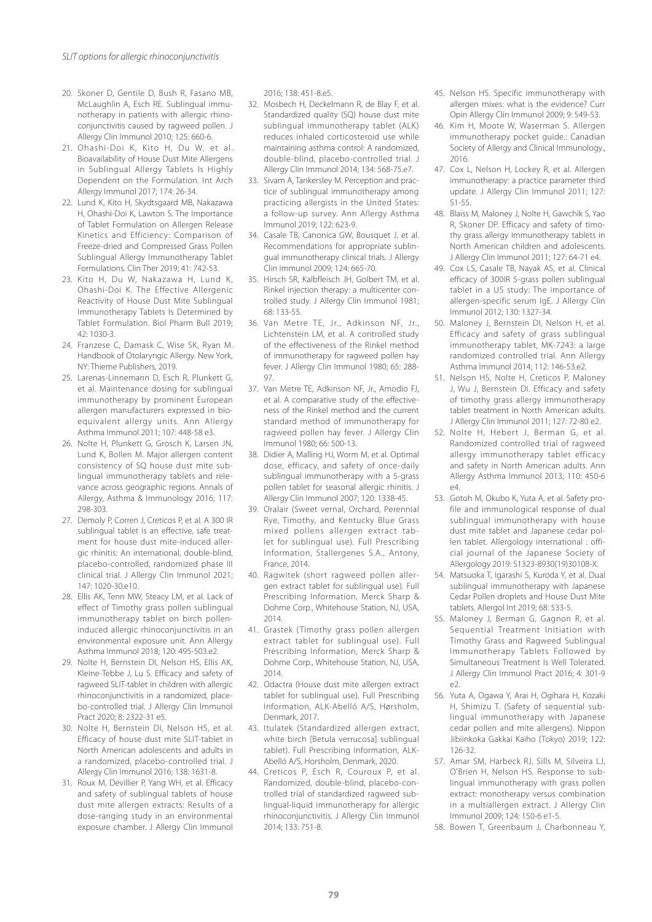20. Skoner D, Gentile D, Bush R, Fasano MB, McLaughlin A, Esch RE. Sublingual immunotherapy in patients with allergic rhinoconjunctivitis caused by ragweed pollen. J Allergy Clin Immunol 2010; 125: 660-6.
21. Ohashi-Doi K, Kito H, Du W, et al. Bioavailability of House Dust Mite Allergens in Sublingual Allergy Tablets Is Highly Dependent on the Formulation. Int Arch Allergy Immunol 2017; 174: 26-34.
22. Lund K, Kito H, Skydtsgaard MB, Nakazawa H, Ohashi-Doi K, Lawton S. The Importance of Tablet Formulation on Allergen Release Kinetics and Efficiency: Comparison of Freeze-dried and Compressed Grass Pollen Sublingual Allergy Immunotherapy Tablet Formulations. Clin Ther 2019; 41: 742-53.
23. Kito H, Du W, Nakazawa H, Lund K, Ohashi-Doi K. The Effective Allergenic Reactivity of House Dust Mite Sublingual Immunotherapy Tablets Is Determined by Tablet Formulation. Biol Pharm Bull 2019; 42: 1030-3.
24. Franzese C, Damask C, Wise SK, Ryan M. Handbook of Otolaryngic Allergy. New York, NY: Thieme Publishers, 2019.
25. Larenas-Linnemann D, Esch R, Plunkett G, et al. Maintenance dosing for sublingual immunotherapy by prominent European allergen manufacturers expressed in bioequivalent allergy units. Ann Allergy Asthma Immunol 2011; 107: 448-58 e3.
26. Nolte H, Plunkett G, Grosch K, Larsen JN, Lund K, Bollen M. Major allergen content consistency of SQ house dust mite sublingual immunotherapy tablets and relevance across geographic regions. Annals of Allergy, Asthma & Immunology 2016; 117: 298-303.
27. Demoly P, Corren J, Creticos P, et al. A 300 IR sublingual tablet is an effective, safe treatment for house dust mite-induced allergic rhinitis: An international, double-blind, placebo-controlled, randomized phase III clinical trial. J Allergy Clin Immunol 2021; 147: 1020-30.e10.
28. Ellis AK, Tenn MW, Steacy LM, et al. Lack of effect of Timothy grass pollen sublingual immunotherapy tablet on birch pollen-induced allergic rhinoconjunctivitis in an environmental exposure unit. Ann Allergy Asthma Immunol 2018; 120: 495-503.e2.
29. Nolte H, Bernstein DI, Nelson HS, Ellis AK, Kleine-Tebbe J, Lu S. Efficacy and safety of ragweed SLIT-tablet in children with allergic rhinoconjunctivitis in a randomized, placebo-controlled trial. J Allergy Clin Immunol Pract 2020; 8: 2322-31 e5.
30. Nolte H, Bernstein DI, Nelson HS, et al. Efficacy of house dust mite SLIT-tablet in North American adolescents and adults in a randomized, placebo-controlled trial. J Allergy Clin Immunol 2016; 138: 1631-8.
31. Roux M, Devillier P, Yang WH, et al. Efficacy and safety of sublingual tablets of house dust mite allergen extracts: Results of a dose-ranging study in an environmental exposure chamber. J Allergy Clin Immunol 2016; 138: 451-8.e5.
32. Mosbech H, Deckelmann R, de Blay F, et al. Standardized quality (SQ) house dust mite sublingual immunotherapy tablet (ALK) reduces inhaled corticosteroid use while maintaining asthma control: A randomized, double-blind, placebo-controlled trial. J Allergy Clin Immunol 2014; 134: 568-75.e7.
33. Sivam A, Tankersley M. Perception and practice of sublingual immunotherapy among practicing allergists in the United States: a follow-up survey. Ann Allergy Asthma Immunol 2019; 122: 623-9.
34. Casale TB, Canonica GW, Bousquet J, et al. Recommendations for appropriate sublingual immunotherapy clinical trials. J Allergy Clin Immunol 2009; 124: 665-70.
35. Hirsch SR, Kalbfleisch JH, Golbert TM, et al. Rinkel injection therapy: a multicenter controlled study. J Allergy Clin Immunol 1981; 68: 133-55.
36. Van Metre TE, Jr., Adkinson NF, Jr., Lichtenstein LM, et al. A controlled study of the effectiveness of the Rinkel method of immunotherapy for ragweed pollen hay fever. J Allergy Clin Immunol 1980; 65: 288-97.
37. Van Metre TE, Adkinson NF, Jr., Amodio FJ, et al. A comparative study of the effectiveness of the Rinkel method and the current standard method of immunotherapy for ragweed pollen hay fever. J Allergy Clin Immunol 1980; 66: 500-13.
38. Didier A, Malling HJ, Worm M, et al. Optimal dose, efficacy, and safety of once-daily sublingual immunotherapy with a 5-grass pollen tablet for seasonal allergic rhinitis. J Allergy Clin Immunol 2007; 120: 1338-45.
39. Oralair (Sweet vernal, Orchard, Perennial Rye, Timothy, and Kentucky Blue Grass mixed pollens allergen extract tablet for sublingual use). Full Prescribing Information, Stallergenes S.A., Antony, France, 2014.
40. Ragwitek (short ragweed pollen allergen extract tablet for sublingual use). Full Prescribing Information, Merck Sharp & Dohme Corp., Whitehouse Station, NJ, USA, 2014.
41. Grastek (Timothy grass pollen allergen extract tablet for sublingual use). Full Prescribing Information, Merck Sharp & Dohme Corp., Whitehouse Station, NJ, USA, 2014.
42. Odactra (House dust mite allergen extract tablet for sublingual use). Full Prescribing Information, ALK-Abelló A/S, Hørsholm, Denmark, 2017.
43. Itulatek (Standardized allergen extract, white birch [Betula verrucosa] sublingual tablet). Full Prescribing Information, ALK-Abelló A/S, Horsholm, Denmark, 2020.
44. Creticos P, Esch R, Couroux P, et al. Randomized, double-blind, placebo-controlled trial of standardized ragweed sublingual-liquid immunotherapy for allergic rhinoconjunctivitis. J Allergy Clin Immunol 2014; 133: 751-8.
45. Nelson HS. Specific immunotherapy with allergen mixes: what is the evidence? Curr Opin Allergy Clin Immunol 2009; 9: 549-53.
46. Kim H, Moote W, Waserman S. Allergen immunotherapy pocket guide.: Canadian Society of Allergy and Clinical Immunology., 2016.
47. Cox L, Nelson H, Lockey R, et al. Allergen immunotherapy: a practice parameter third update. J Allergy Clin Immunol 2011; 127: S1-55.
48. Blaiss M, Maloney J, Nolte H, Gawchik S, Yao R, Skoner DP. Efficacy and safety of timothy grass allergy immunotherapy tablets in North American children and adolescents. J Allergy Clin Immunol 2011; 127: 64-71 e4.
49. Cox LS, Casale TB, Nayak AS, et al. Clinical efficacy of 300IR 5-grass pollen sublingual tablet in a US study: The importance of allergen-specific serum IgE. J Allergy Clin Immunol 2012; 130: 1327-34.
50. Maloney J, Bernstein DI, Nelson H, et al. Efficacy and safety of grass sublingual immunotherapy tablet, MK-7243: a large randomized controlled trial. Ann Allergy Asthma Immunol 2014; 112: 146-53.e2.
51. Nelson HS, Nolte H, Creticos P, Maloney J, Wu J, Bernstein DI. Efficacy and safety of timothy grass allergy immunotherapy tablet treatment in North American adults. J Allergy Clin Immunol 2011; 127: 72-80 e2.
52. Nolte H, Hebert J, Berman G, et al. Randomized controlled trial of ragweed allergy immunotherapy tablet efficacy and safety in North American adults. Ann Allergy Asthma Immunol 2013; 110: 450-6 e4.
53. Gotoh M, Okubo K, Yuta A, et al. Safety profile and immunological response of dual sublingual immunotherapy with house dust mite tablet and Japanese cedar pollen tablet. Allergology international : official journal of the Japanese Society of Allergology 2019: S1323-8930(19)30108-X.
54. Matsuoka T, Igarashi S, Kuroda Y, et al. Dual sublingual immunotherapy with Japanese Cedar Pollen droplets and House Dust Mite tablets. Allergol Int 2019; 68: 533-5.
55. Maloney J, Berman G, Gagnon R, et al. Sequential Treatment Initiation with Timothy Grass and Ragweed Sublingual Immunotherapy Tablets Followed by Simultaneous Treatment Is Well Tolerated. J Allergy Clin Immunol Pract 2016; 4: 301-9 e2.
56. Yuta A, Ogawa Y, Arai H, Ogihara H, Kozaki H, Shimizu T. (Safety of sequential sublingual immunotherapy with Japanese cedar pollen and mite allergens). Nippon Jibiinkoka Gakkai Kaiho (Tokyo) 2019; 122: 126-32.
57. Amar SM, Harbeck RJ, Sills M, Silveira LJ, O'Brien H, Nelson HS. Response to sublingual immunotherapy with grass pollen extract: monotherapy versus combination in a multiallergen extract. J Allergy Clin Immunol 2009; 124: 150-6 e1-5.
58. Bowen T, Greenbaum J, Charbonneau Y,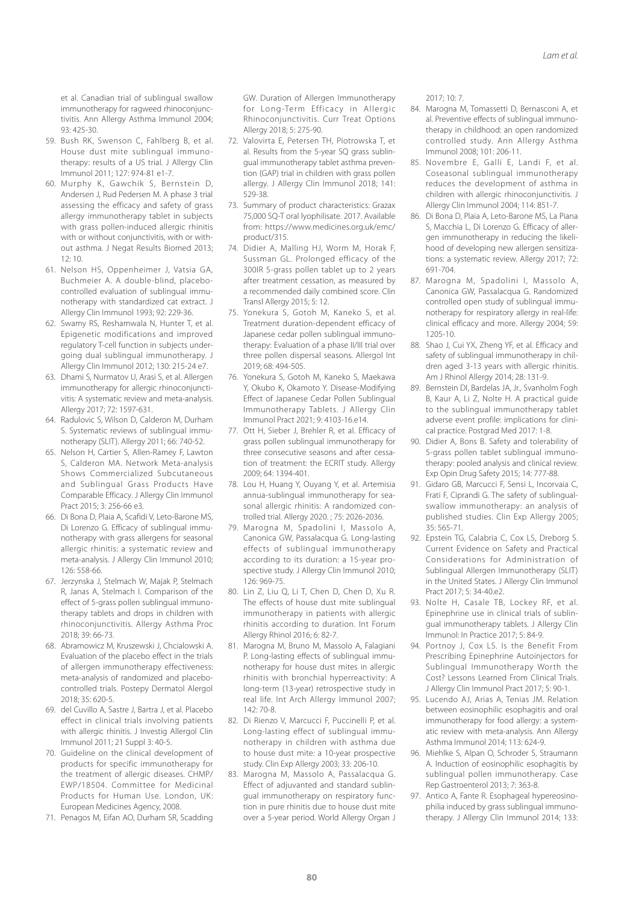et al. Canadian trial of sublingual swallow immunotherapy for ragweed rhinoconjunctivitis. Ann Allergy Asthma Immunol 2004; 93: 425-30.

59. Bush RK, Swenson C, Fahlberg B, et al. House dust mite sublingual immunotherapy: results of a US trial. J Allergy Clin Immunol 2011; 127: 974-81 e1-7.
60. Murphy K, Gawchik S, Bernstein D, Andersen J, Rud Pedersen M. A phase 3 trial assessing the efficacy and safety of grass allergy immunotherapy tablet in subjects with grass pollen-induced allergic rhinitis with or without conjunctivitis, with or without asthma. J Negat Results Biomed 2013; 12: 10.
61. Nelson HS, Oppenheimer J, Vatsia GA, Buchmeier A. A double-blind, placebo-controlled evaluation of sublingual immunotherapy with standardized cat extract. J Allergy Clin Immunol 1993; 92: 229-36.
62. Swamy RS, Reshamwala N, Hunter T, et al. Epigenetic modifications and improved regulatory T-cell function in subjects undergoing dual sublingual immunotherapy. J Allergy Clin Immunol 2012; 130: 215-24 e7.
63. Dhami S, Nurmatov U, Arasi S, et al. Allergen immunotherapy for allergic rhinoconjunctivitis: A systematic review and meta-analysis. Allergy 2017; 72: 1597-631.
64. Radulovic S, Wilson D, Calderon M, Durham S. Systematic reviews of sublingual immunotherapy (SLIT). Allergy 2011; 66: 740-52.
65. Nelson H, Cartier S, Allen-Ramey F, Lawton S, Calderon MA. Network Meta-analysis Shows Commercialized Subcutaneous and Sublingual Grass Products Have Comparable Efficacy. J Allergy Clin Immunol Pract 2015; 3: 256-66 e3.
66. Di Bona D, Plaia A, Scafidi V, Leto-Barone MS, Di Lorenzo G. Efficacy of sublingual immunotherapy with grass allergens for seasonal allergic rhinitis: a systematic review and meta-analysis. J Allergy Clin Immunol 2010; 126: 558-66.
67. Jerzynska J, Stelmach W, Majak P, Stelmach R, Janas A, Stelmach I. Comparison of the effect of 5-grass pollen sublingual immunotherapy tablets and drops in children with rhinoconjunctivitis. Allergy Asthma Proc 2018; 39: 66-73.
68. Abramowicz M, Kruszewski J, Chcialowski A. Evaluation of the placebo effect in the trials of allergen immunotherapy effectiveness: meta-analysis of randomized and placebo-controlled trials. Postepy Dermatol Alergol 2018; 35: 620-5.
69. del Cuvillo A, Sastre J, Bartra J, et al. Placebo effect in clinical trials involving patients with allergic rhinitis. J Investig Allergol Clin Immunol 2011; 21 Suppl 3: 40-5.
70. Guideline on the clinical development of products for specific immunotherapy for the treatment of allergic diseases. CHMP/EWP/18504. Committee for Medicinal Products for Human Use. London, UK: European Medicines Agency, 2008.
71. Penagos M, Eifan AO, Durham SR, Scadding GW. Duration of Allergen Immunotherapy for Long-Term Efficacy in Allergic Rhinoconjunctivitis. Curr Treat Options Allergy 2018; 5: 275-90.
72. Valovirta E, Petersen TH, Piotrowska T, et al. Results from the 5-year SQ grass sublingual immunotherapy tablet asthma prevention (GAP) trial in children with grass pollen allergy. J Allergy Clin Immunol 2018; 141: 529-38.
73. Summary of product characteristics: Grazax 75,000 SQ-T oral lyophilisate. 2017. Available from: https://www.medicines.org.uk/emc/product/315.
74. Didier A, Malling HJ, Worm M, Horak F, Sussman GL. Prolonged efficacy of the 300IR 5-grass pollen tablet up to 2 years after treatment cessation, as measured by a recommended daily combined score. Clin Transl Allergy 2015; 5: 12.
75. Yonekura S, Gotoh M, Kaneko S, et al. Treatment duration-dependent efficacy of Japanese cedar pollen sublingual immunotherapy: Evaluation of a phase II/III trial over three pollen dispersal seasons. Allergol Int 2019; 68: 494-505.
76. Yonekura S, Gotoh M, Kaneko S, Maekawa Y, Okubo K, Okamoto Y. Disease-Modifying Effect of Japanese Cedar Pollen Sublingual Immunotherapy Tablets. J Allergy Clin Immunol Pract 2021; 9: 4103-16.e14.
77. Ott H, Sieber J, Brehler R, et al. Efficacy of grass pollen sublingual immunotherapy for three consecutive seasons and after cessation of treatment: the ECRIT study. Allergy 2009; 64: 1394-401.
78. Lou H, Huang Y, Ouyang Y, et al. Artemisia annua-sublingual immunotherapy for seasonal allergic rhinitis: A randomized controlled trial. Allergy 2020. ; 75: 2026-2036.
79. Marogna M, Spadolini I, Massolo A, Canonica GW, Passalacqua G. Long-lasting effects of sublingual immunotherapy according to its duration: a 15-year prospective study. J Allergy Clin Immunol 2010; 126: 969-75.
80. Lin Z, Liu Q, Li T, Chen D, Chen D, Xu R. The effects of house dust mite sublingual immunotherapy in patients with allergic rhinitis according to duration. Int Forum Allergy Rhinol 2016; 6: 82-7.
81. Marogna M, Bruno M, Massolo A, Falagiani P. Long-lasting effects of sublingual immunotherapy for house dust mites in allergic rhinitis with bronchial hyperreactivity: A long-term (13-year) retrospective study in real life. Int Arch Allergy Immunol 2007; 142: 70-8.
82. Di Rienzo V, Marcucci F, Puccinelli P, et al. Long-lasting effect of sublingual immunotherapy in children with asthma due to house dust mite: a 10-year prospective study. Clin Exp Allergy 2003; 33: 206-10.
83. Marogna M, Massolo A, Passalacqua G. Effect of adjuvanted and standard sublingual immunotherapy on respiratory function in pure rhinitis due to house dust mite over a 5-year period. World Allergy Organ J 2017; 10: 7.
84. Marogna M, Tomassetti D, Bernasconi A, et al. Preventive effects of sublingual immunotherapy in childhood: an open randomized controlled study. Ann Allergy Asthma Immunol 2008; 101: 206-11.
85. Novembre E, Galli E, Landi F, et al. Coseasonal sublingual immunotherapy reduces the development of asthma in children with allergic rhinoconjunctivitis. J Allergy Clin Immunol 2004; 114: 851-7.
86. Di Bona D, Plaia A, Leto-Barone MS, La Piana S, Macchia L, Di Lorenzo G. Efficacy of allergen immunotherapy in reducing the likelihood of developing new allergen sensitizations: a systematic review. Allergy 2017; 72: 691-704.
87. Marogna M, Spadolini I, Massolo A, Canonica GW, Passalacqua G. Randomized controlled open study of sublingual immunotherapy for respiratory allergy in real-life: clinical efficacy and more. Allergy 2004; 59: 1205-10.
88. Shao J, Cui YX, Zheng YF, et al. Efficacy and safety of sublingual immunotherapy in children aged 3-13 years with allergic rhinitis. Am J Rhinol Allergy 2014; 28: 131-9.
89. Bernstein DI, Bardelas JA, Jr., Svanholm Fogh B, Kaur A, Li Z, Nolte H. A practical guide to the sublingual immunotherapy tablet adverse event profile: implications for clinical practice. Postgrad Med 2017: 1-8.
90. Didier A, Bons B. Safety and tolerability of 5-grass pollen tablet sublingual immunotherapy: pooled analysis and clinical review. Exp Opin Drug Safety 2015; 14: 777-88.
91. Gidaro GB, Marcucci F, Sensi L, Incorvaia C, Frati F, Ciprandi G. The safety of sublingual-swallow immunotherapy: an analysis of published studies. Clin Exp Allergy 2005; 35: 565-71.
92. Epstein TG, Calabria C, Cox LS, Dreborg S. Current Evidence on Safety and Practical Considerations for Administration of Sublingual Allergen Immunotherapy (SLIT) in the United States. J Allergy Clin Immunol Pract 2017; 5: 34-40.e2.
93. Nolte H, Casale TB, Lockey RF, et al. Epinephrine use in clinical trials of sublingual immunotherapy tablets. J Allergy Clin Immunol: In Practice 2017; 5: 84-9.
94. Portnoy J, Cox LS. Is the Benefit From Prescribing Epinephrine Autoinjectors for Sublingual Immunotherapy Worth the Cost? Lessons Learned From Clinical Trials. J Allergy Clin Immunol Pract 2017; 5: 90-1.
95. Lucendo AJ, Arias A, Tenias JM. Relation between eosinophilic esophagitis and oral immunotherapy for food allergy: a systematic review with meta-analysis. Ann Allergy Asthma Immunol 2014; 113: 624-9.
96. Miehlke S, Alpan O, Schroder S, Straumann A. Induction of eosinophilic esophagitis by sublingual pollen immunotherapy. Case Rep Gastroenterol 2013; 7: 363-8.
97. Antico A, Fante R. Esophageal hypereosinophilia induced by grass sublingual immunotherapy. J Allergy Clin Immunol 2014; 133: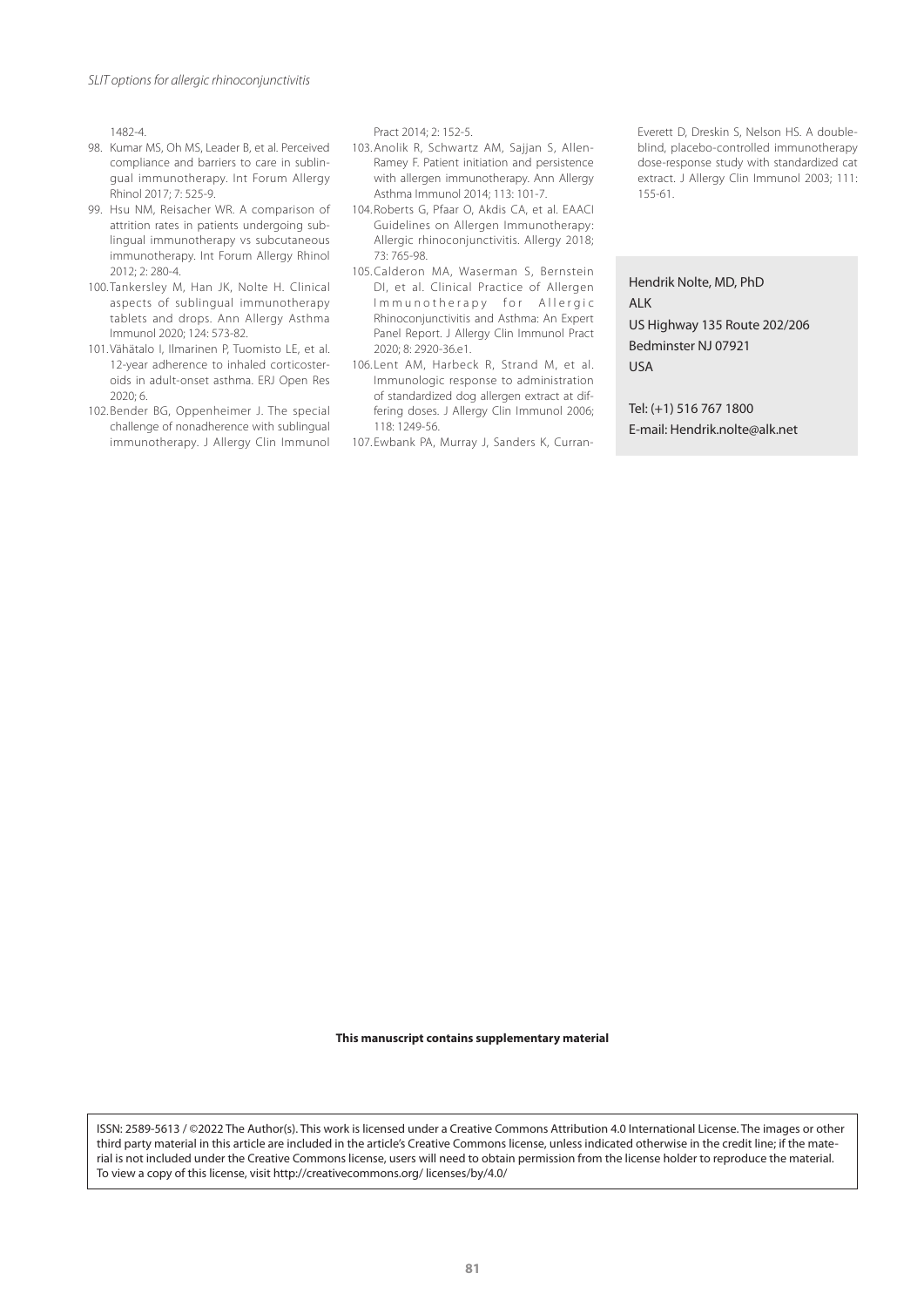1482-4.

98. Kumar MS, Oh MS, Leader B, et al. Perceived compliance and barriers to care in sublingual immunotherapy. Int Forum Allergy Rhinol 2017; 7: 525-9.
99. Hsu NM, Reisacher WR. A comparison of attrition rates in patients undergoing sublingual immunotherapy vs subcutaneous immunotherapy. Int Forum Allergy Rhinol 2012; 2: 280-4.
100. Tankersley M, Han JK, Nolte H. Clinical aspects of sublingual immunotherapy tablets and drops. Ann Allergy Asthma Immunol 2020; 124: 573-82.
101. Vähätalo I, Ilmarinen P, Tuomisto LE, et al. 12-year adherence to inhaled corticosteroids in adult-onset asthma. ERJ Open Res 2020; 6.
102. Bender BG, Oppenheimer J. The special challenge of nonadherence with sublingual immunotherapy. J Allergy Clin Immunol Pract 2014; 2: 152-5.
103. Anolik R, Schwartz AM, Sajjan S, Allen-Ramey F. Patient initiation and persistence with allergen immunotherapy. Ann Allergy Asthma Immunol 2014; 113: 101-7.
104. Roberts G, Pfaar O, Akdis CA, et al. EAACI Guidelines on Allergen Immunotherapy: Allergic rhinoconjunctivitis. Allergy 2018; 73: 765-98.
105. Calderon MA, Waserman S, Bernstein DI, et al. Clinical Practice of Allergen Immunotherapy for Allergic Rhinoconjunctivitis and Asthma: An Expert Panel Report. J Allergy Clin Immunol Pract 2020; 8: 2920-36.e1.
106. Lent AM, Harbeck R, Strand M, et al. Immunologic response to administration of standardized dog allergen extract at differing doses. J Allergy Clin Immunol 2006; 118: 1249-56.
107. Ewbank PA, Murray J, Sanders K, Curran-Everett D, Dreskin S, Nelson HS. A double-blind, placebo-controlled immunotherapy dose-response study with standardized cat extract. J Allergy Clin Immunol 2003; 111: 155-61.

Hendrik Nolte, MD, PhD
ALK
US Highway 135 Route 202/206
Bedminster NJ 07921
USA

Tel: (+1) 516 767 1800
E-mail: Hendrik.nolte@alk.net

**This manuscript contains supplementary material**

ISSN: 2589-5613 / ©2022 The Author(s). This work is licensed under a Creative Commons Attribution 4.0 International License. The images or other third party material in this article are included in the article's Creative Commons license, unless indicated otherwise in the credit line; if the material is not included under the Creative Commons license, users will need to obtain permission from the license holder to reproduce the material. To view a copy of this license, visit http://creativecommons.org/ licenses/by/4.0/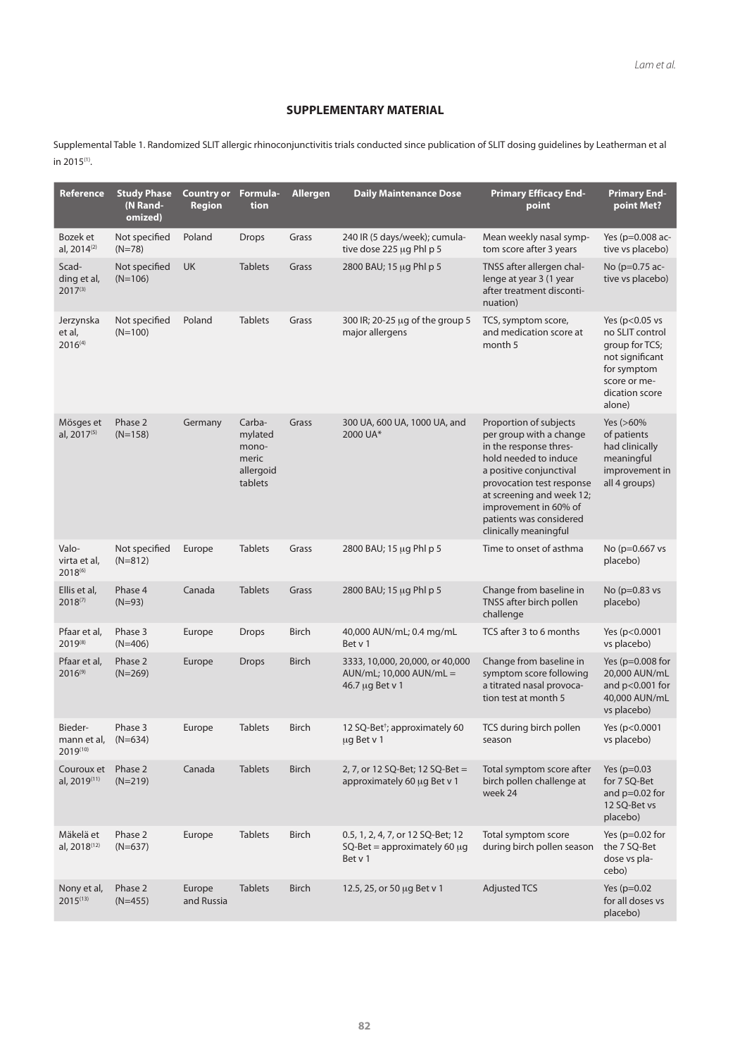## SUPPLEMENTARY MATERIAL

Supplemental Table 1. Randomized SLIT allergic rhinoconjunctivitis trials conducted since publication of SLIT dosing guidelines by Leatherman et al in 2015[1].

| Reference | Study Phase (N Randomized) | Country or Region | Formulation | Allergen | Daily Maintenance Dose | Primary Efficacy Endpoint | Primary Endpoint Met? |
|---|---|---|---|---|---|---|---|
| Bozek et al, 2014[2] | Not specified (N=78) | Poland | Drops | Grass | 240 IR (5 days/week); cumulative dose 225 μg Phl p 5 | Mean weekly nasal symptom score after 3 years | Yes (p=0.008 active vs placebo) |
| Scadding et al, 2017[3] | Not specified (N=106) | UK | Tablets | Grass | 2800 BAU; 15 μg Phl p 5 | TNSS after allergen challenge at year 3 (1 year after treatment discontinuation) | No (p=0.75 active vs placebo) |
| Jerzynska et al, 2016[4] | Not specified (N=100) | Poland | Tablets | Grass | 300 IR; 20-25 μg of the group 5 major allergens | TCS, symptom score, and medication score at month 5 | Yes (p<0.05 vs no SLIT control group for TCS; not significant for symptom score or medication score alone) |
| Mösges et al, 2017[5] | Phase 2 (N=158) | Germany | Carbamylated monomeric allergoid tablets | Grass | 300 UA, 600 UA, 1000 UA, and 2000 UA* | Proportion of subjects per group with a change in the response threshold needed to induce a positive conjunctival provocation test response at screening and week 12; improvement in 60% of patients was considered clinically meaningful | Yes (>60% of patients had clinically meaningful improvement in all 4 groups) |
| Valovirta et al, 2018[6] | Not specified (N=812) | Europe | Tablets | Grass | 2800 BAU; 15 μg Phl p 5 | Time to onset of asthma | No (p=0.667 vs placebo) |
| Ellis et al, 2018[7] | Phase 4 (N=93) | Canada | Tablets | Grass | 2800 BAU; 15 μg Phl p 5 | Change from baseline in TNSS after birch pollen challenge | No (p=0.83 vs placebo) |
| Pfaar et al, 2019[8] | Phase 3 (N=406) | Europe | Drops | Birch | 40,000 AUN/mL; 0.4 mg/mL Bet v 1 | TCS after 3 to 6 months | Yes (p<0.0001 vs placebo) |
| Pfaar et al, 2016[9] | Phase 2 (N=269) | Europe | Drops | Birch | 3333, 10,000, 20,000, or 40,000 AUN/mL; 10,000 AUN/mL = 46.7 μg Bet v 1 | Change from baseline in symptom score following a titrated nasal provocation test at month 5 | Yes (p=0.008 for 20,000 AUN/mL and p<0.001 for 40,000 AUN/mL vs placebo) |
| Biedermann et al, 2019[10] | Phase 3 (N=634) | Europe | Tablets | Birch | 12 SQ-Bet†; approximately 60 μg Bet v 1 | TCS during birch pollen season | Yes (p<0.0001 vs placebo) |
| Couroux et al, 2019[11] | Phase 2 (N=219) | Canada | Tablets | Birch | 2, 7, or 12 SQ-Bet; 12 SQ-Bet = approximately 60 μg Bet v 1 | Total symptom score after birch pollen challenge at week 24 | Yes (p=0.03 for 7 SQ-Bet and p=0.02 for 12 SQ-Bet vs placebo) |
| Mäkelä et al, 2018[12] | Phase 2 (N=637) | Europe | Tablets | Birch | 0.5, 1, 2, 4, 7, or 12 SQ-Bet; 12 SQ-Bet = approximately 60 μg Bet v 1 | Total symptom score during birch pollen season | Yes (p=0.02 for the 7 SQ-Bet dose vs placebo) |
| Nony et al, 2015[13] | Phase 2 (N=455) | Europe and Russia | Tablets | Birch | 12.5, 25, or 50 μg Bet v 1 | Adjusted TCS | Yes (p=0.02 for all doses vs placebo) |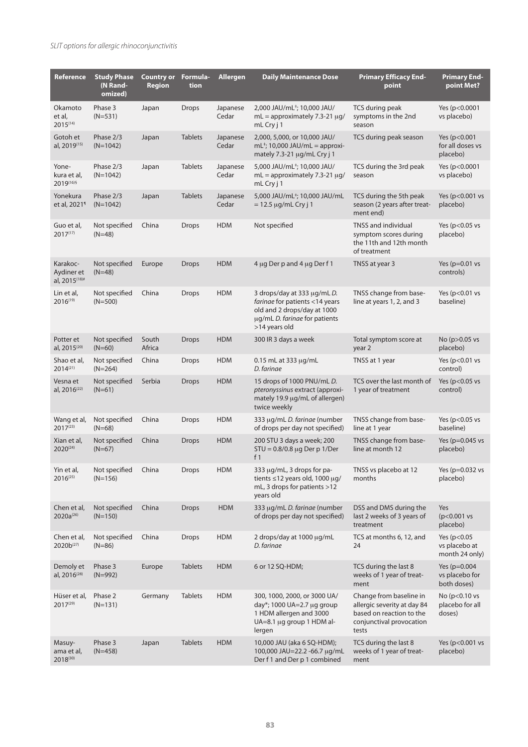| Reference | Study Phase (N Randomized) | Country or Region | Formulation | Allergen | Daily Maintenance Dose | Primary Efficacy Endpoint | Primary Endpoint Met? |
|---|---|---|---|---|---|---|---|
| Okamoto et al, 2015[14] | Phase 3 (N=531) | Japan | Drops | Japanese Cedar | 2,000 JAU/mL‡; 10,000 JAU/mL = approximately 7.3-21 μg/mL Cry j 1 | TCS during peak symptoms in the 2nd season | Yes ($p<0.0001$ vs placebo) |
| Gotoh et al, 2019[15] | Phase 2/3 (N=1042) | Japan | Tablets | Japanese Cedar | 2,000, 5,000, or 10,000 JAU/mL‡; 10,000 JAU/mL = approximately 7.3-21 μg/mL Cry j 1 | TCS during peak season | Yes ($p<0.001$ for all doses vs placebo) |
| Yonekura et al, 2019[16]§ | Phase 2/3 (N=1042) | Japan | Tablets | Japanese Cedar | 5,000 JAU/mL‡; 10,000 JAU/mL = approximately 7.3-21 μg/mL Cry j 1 | TCS during the 3rd peak season | Yes ($p<0.0001$ vs placebo) |
| Yonekura et al, 2021¶ | Phase 2/3 (N=1042) | Japan | Tablets | Japanese Cedar | 5,000 JAU/mL‡; 10,000 JAU/mL = 12.5 μg/mL Cry j 1 | TCS during the 5th peak season (2 years after treatment end) | Yes ($p<0.001$ vs placebo) |
| Guo et al, 2017[17] | Not specified (N=48) | China | Drops | HDM | Not specified | TNSS and individual symptom scores during the 11th and 12th month of treatment | Yes ($p<0.05$ vs placebo) |
| Karakoc-Aydiner et al, 2015[18]# | Not specified (N=48) | Europe | Drops | HDM | 4 μg Der p and 4 μg Der f 1 | TNSS at year 3 | Yes ($p=0.01$ vs controls) |
| Lin et al, 2016[19] | Not specified (N=500) | China | Drops | HDM | 3 drops/day at 333 μg/mL *D. farinae* for patients <14 years old and 2 drops/day at 1000 μg/mL *D. farinae* for patients >14 years old | TNSS change from baseline at years 1, 2, and 3 | Yes ($p<0.01$ vs baseline) |
| Potter et al, 2015[20] | Not specified (N=60) | South Africa | Drops | HDM | 300 IR 3 days a week | Total symptom score at year 2 | No ($p>0.05$ vs placebo) |
| Shao et al, 2014[21] | Not specified (N=264) | China | Drops | HDM | 0.15 mL at 333 μg/mL *D. farinae* | TNSS at 1 year | Yes ($p<0.01$ vs control) |
| Vesna et al, 2016[22] | Not specified (N=61) | Serbia | Drops | HDM | 15 drops of 1000 PNU/mL *D. pteronyssinus* extract (approximately 19.9 μg/mL of allergen) twice weekly | TCS over the last month of 1 year of treatment | Yes ($p<0.05$ vs control) |
| Wang et al, 2017[23] | Not specified (N=68) | China | Drops | HDM | 333 μg/mL *D. farinae* (number of drops per day not specified) | TNSS change from baseline at 1 year | Yes ($p<0.05$ vs baseline) |
| Xian et al, 2020[24] | Not specified (N=67) | China | Drops | HDM | 200 STU 3 days a week; 200 STU = 0.8/0.8 μg Der p 1/Der f 1 | TNSS change from baseline at month 12 | Yes ($p=0.045$ vs placebo) |
| Yin et al, 2016[25] | Not specified (N=156) | China | Drops | HDM | 333 μg/mL, 3 drops for patients ≤12 years old, 1000 μg/mL, 3 drops for patients >12 years old | TNSS vs placebo at 12 months | Yes ($p=0.032$ vs placebo) |
| Chen et al, 2020a[26] | Not specified (N=150) | China | Drops | HDM | 333 μg/mL *D. farinae* (number of drops per day not specified) | DSS and DMS during the last 2 weeks of 3 years of treatment | Yes ($p<0.001$ vs placebo) |
| Chen et al, 2020b[27] | Not specified (N=86) | China | Drops | HDM | 2 drops/day at 1000 μg/mL *D. farinae* | TCS at months 6, 12, and 24 | Yes ($p<0.05$ vs placebo at month 24 only) |
| Demoly et al, 2016[28] | Phase 3 (N=992) | Europe | Tablets | HDM | 6 or 12 SQ-HDM; | TCS during the last 8 weeks of 1 year of treatment | Yes ($p=0.004$ vs placebo for both doses) |
| Hüser et al, 2017[29] | Phase 2 (N=131) | Germany | Tablets | HDM | 300, 1000, 2000, or 3000 UA/day*; 1000 UA=2.7 μg group 1 HDM allergen and 3000 UA=8.1 μg group 1 HDM allergen | Change from baseline in allergic severity at day 84 based on reaction to the conjunctival provocation tests | No ($p<0.10$ vs placebo for all doses) |
| Masuyama et al, 2018[30] | Phase 3 (N=458) | Japan | Tablets | HDM | 10,000 JAU (aka 6 SQ-HDM); 100,000 JAU=22.2 -66.7 μg/mL Der f 1 and Der p 1 combined | TCS during the last 8 weeks of 1 year of treatment | Yes ($p<0.001$ vs placebo) |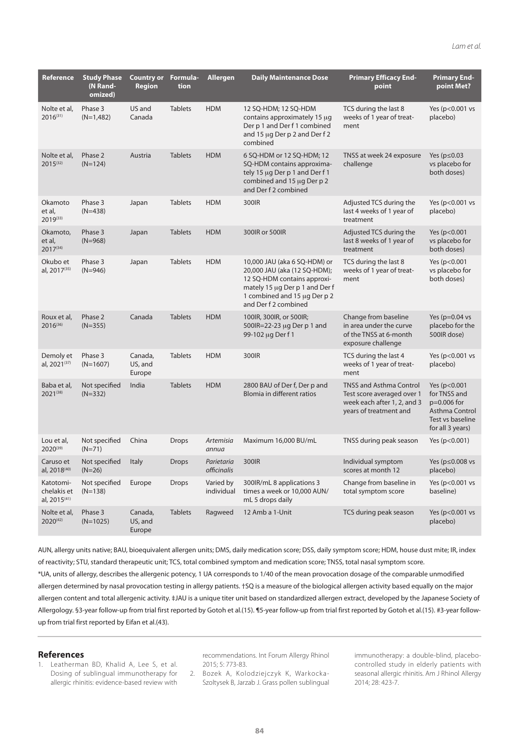| Reference | Study Phase (N Randomized) | Country or Region | Formulation | Allergen | Daily Maintenance Dose | Primary Efficacy End-point | Primary End-point Met? |
|---|---|---|---|---|---|---|---|
| Nolte et al, 2016[31] | Phase 3 (N=1,482) | US and Canada | Tablets | HDM | 12 SQ-HDM; 12 SQ-HDM contains approximately 15 μg Der p 1 and Der f 1 combined and 15 μg Der p 2 and Der f 2 combined | TCS during the last 8 weeks of 1 year of treatment | Yes (p<0.001 vs placebo) |
| Nolte et al, 2015[32] | Phase 2 (N=124) | Austria | Tablets | HDM | 6 SQ-HDM or 12 SQ-HDM; 12 SQ-HDM contains approximately 15 μg Der p 1 and Der f 1 combined and 15 μg Der p 2 and Der f 2 combined | TNSS at week 24 exposure challenge | Yes (p≤0.03 vs placebo for both doses) |
| Okamoto et al, 2019[33] | Phase 3 (N=438) | Japan | Tablets | HDM | 300IR | Adjusted TCS during the last 4 weeks of 1 year of treatment | Yes (p<0.001 vs placebo) |
| Okamoto, et al, 2017[34] | Phase 3 (N=968) | Japan | Tablets | HDM | 300IR or 500IR | Adjusted TCS during the last 8 weeks of 1 year of treatment | Yes (p<0.001 vs placebo for both doses) |
| Okubo et al, 2017[35] | Phase 3 (N=946) | Japan | Tablets | HDM | 10,000 JAU (aka 6 SQ-HDM) or 20,000 JAU (aka (12 SQ-HDM); 12 SQ-HDM contains approximately 15 μg Der p 1 and Der f 1 combined and 15 μg Der p 2 and Der f 2 combined | TCS during the last 8 weeks of 1 year of treatment | Yes (p<0.001 vs placebo for both doses) |
| Roux et al, 2016[36] | Phase 2 (N=355) | Canada | Tablets | HDM | 100IR, 300IR, or 500IR; 500IR=22-23 μg Der p 1 and 99-102 μg Der f 1 | Change from baseline in area under the curve of the TNSS at 6-month exposure challenge | Yes (p=0.04 vs placebo for the 500IR dose) |
| Demoly et al, 2021[37] | Phase 3 (N=1607) | Canada, US, and Europe | Tablets | HDM | 300IR | TCS during the last 4 weeks of 1 year of treatment | Yes (p<0.001 vs placebo) |
| Baba et al, 2021[38] | Not specified (N=332) | India | Tablets | HDM | 2800 BAU of Der f, Der p and Blomia in different ratios | TNSS and Asthma Control Test score averaged over 1 week each after 1, 2, and 3 years of treatment and | Yes (p<0.001 for TNSS and p=0.006 for Asthma Control Test vs baseline for all 3 years) |
| Lou et al, 2020[39] | Not specified (N=71) | China | Drops | *Artemisia annua* | Maximum 16,000 BU/mL | TNSS during peak season | Yes (p<0.001) |
| Caruso et al, 2018[40] | Not specified (N=26) | Italy | Drops | *Parietaria officinalis* | 300IR | Individual symptom scores at month 12 | Yes (p≤0.008 vs placebo) |
| Katotomichelakis et al, 2015[41] | Not specified (N=138) | Europe | Drops | Varied by individual | 300IR/mL 8 applications 3 times a week or 10,000 AUN/mL 5 drops daily | Change from baseline in total symptom score | Yes (p<0.001 vs baseline) |
| Nolte et al, 2020[42] | Phase 3 (N=1025) | Canada, US, and Europe | Tablets | Ragweed | 12 Amb a 1-Unit | TCS during peak season | Yes (p<0.001 vs placebo) |

AUN, allergy units native; BAU, bioequivalent allergen units; DMS, daily medication score; DSS, daily symptom score; HDM, house dust mite; IR, index of reactivity; STU, standard therapeutic unit; TCS, total combined symptom and medication score; TNSS, total nasal symptom score.

*UA, units of allergy, describes the allergenic potency, 1 UA corresponds to 1/40 of the mean provocation dosage of the comparable unmodified allergen determined by nasal provocation testing in allergy patients. †SQ is a measure of the biological allergen activity based equally on the major allergen content and total allergenic activity. ‡JAU is a unique titer unit based on standardized allergen extract, developed by the Japanese Society of Allergology. §3-year follow-up from trial first reported by Gotoh et al.(15). ¶5-year follow-up from trial first reported by Gotoh et al.(15). #3-year follow-up from trial first reported by Eifan et al.(43).

## References

1. Leatherman BD, Khalid A, Lee S, et al. Dosing of sublingual immunotherapy for allergic rhinitis: evidence-based review with recommendations. Int Forum Allergy Rhinol 2015; 5: 773-83.
2. Bozek A, Kolodziejczyk K, Warkocka-Szoltysek B, Jarzab J. Grass pollen sublingual immunotherapy: a double-blind, placebo-controlled study in elderly patients with seasonal allergic rhinitis. Am J Rhinol Allergy 2014; 28: 423-7.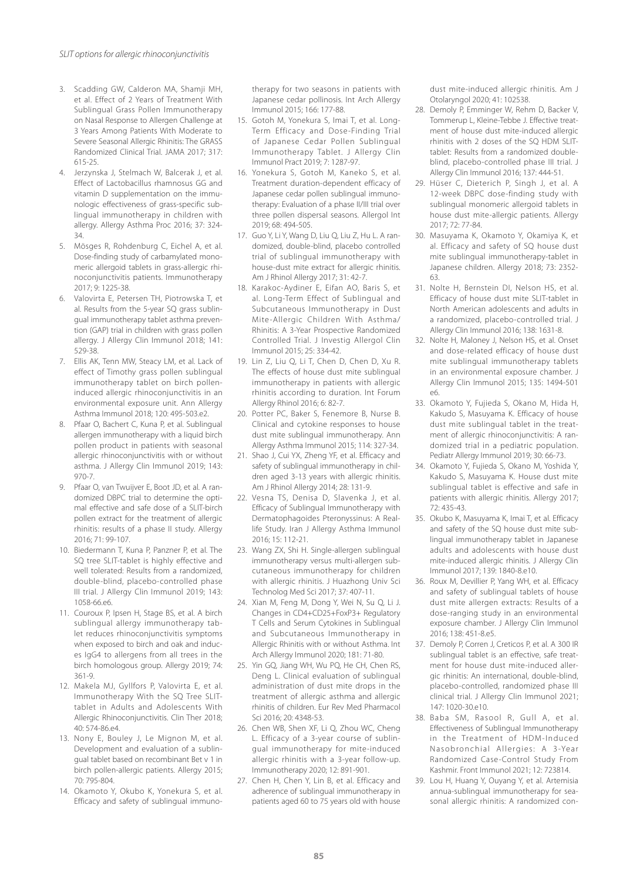3. Scadding GW, Calderon MA, Shamji MH, et al. Effect of 2 Years of Treatment With Sublingual Grass Pollen Immunotherapy on Nasal Response to Allergen Challenge at 3 Years Among Patients With Moderate to Severe Seasonal Allergic Rhinitis: The GRASS Randomized Clinical Trial. JAMA 2017; 317: 615-25.
4. Jerzynska J, Stelmach W, Balcerak J, et al. Effect of Lactobacillus rhamnosus GG and vitamin D supplementation on the immunologic effectiveness of grass-specific sublingual immunotherapy in children with allergy. Allergy Asthma Proc 2016; 37: 324-34.
5. Mösges R, Rohdenburg C, Eichel A, et al. Dose-finding study of carbamylated monomeric allergoid tablets in grass-allergic rhinoconjunctivitis patients. Immunotherapy 2017; 9: 1225-38.
6. Valovirta E, Petersen TH, Piotrowska T, et al. Results from the 5-year SQ grass sublingual immunotherapy tablet asthma prevention (GAP) trial in children with grass pollen allergy. J Allergy Clin Immunol 2018; 141: 529-38.
7. Ellis AK, Tenn MW, Steacy LM, et al. Lack of effect of Timothy grass pollen sublingual immunotherapy tablet on birch pollen-induced allergic rhinoconjunctivitis in an environmental exposure unit. Ann Allergy Asthma Immunol 2018; 120: 495-503.e2.
8. Pfaar O, Bachert C, Kuna P, et al. Sublingual allergen immunotherapy with a liquid birch pollen product in patients with seasonal allergic rhinoconjunctivitis with or without asthma. J Allergy Clin Immunol 2019; 143: 970-7.
9. Pfaar O, van Twuijver E, Boot JD, et al. A randomized DBPC trial to determine the optimal effective and safe dose of a SLIT-birch pollen extract for the treatment of allergic rhinitis: results of a phase II study. Allergy 2016; 71: 99-107.
10. Biedermann T, Kuna P, Panzner P, et al. The SQ tree SLIT-tablet is highly effective and well tolerated: Results from a randomized, double-blind, placebo-controlled phase III trial. J Allergy Clin Immunol 2019; 143: 1058-66.e6.
11. Couroux P, Ipsen H, Stage BS, et al. A birch sublingual allergy immunotherapy tablet reduces rhinoconjunctivitis symptoms when exposed to birch and oak and induces IgG4 to allergens from all trees in the birch homologous group. Allergy 2019; 74: 361-9.
12. Makela MJ, Gyllfors P, Valovirta E, et al. Immunotherapy With the SQ Tree SLIT-tablet in Adults and Adolescents With Allergic Rhinoconjunctivitis. Clin Ther 2018; 40: 574-86.e4.
13. Nony E, Bouley J, Le Mignon M, et al. Development and evaluation of a sublingual tablet based on recombinant Bet v 1 in birch pollen-allergic patients. Allergy 2015; 70: 795-804.
14. Okamoto Y, Okubo K, Yonekura S, et al. Efficacy and safety of sublingual immunotherapy for two seasons in patients with Japanese cedar pollinosis. Int Arch Allergy Immunol 2015; 166: 177-88.
15. Gotoh M, Yonekura S, Imai T, et al. Long-Term Efficacy and Dose-Finding Trial of Japanese Cedar Pollen Sublingual Immunotherapy Tablet. J Allergy Clin Immunol Pract 2019; 7: 1287-97.
16. Yonekura S, Gotoh M, Kaneko S, et al. Treatment duration-dependent efficacy of Japanese cedar pollen sublingual immunotherapy: Evaluation of a phase II/III trial over three pollen dispersal seasons. Allergol Int 2019; 68: 494-505.
17. Guo Y, Li Y, Wang D, Liu Q, Liu Z, Hu L. A randomized, double-blind, placebo controlled trial of sublingual immunotherapy with house-dust mite extract for allergic rhinitis. Am J Rhinol Allergy 2017; 31: 42-7.
18. Karakoc-Aydiner E, Eifan AO, Baris S, et al. Long-Term Effect of Sublingual and Subcutaneous Immunotherapy in Dust Mite-Allergic Children With Asthma/Rhinitis: A 3-Year Prospective Randomized Controlled Trial. J Investig Allergol Clin Immunol 2015; 25: 334-42.
19. Lin Z, Liu Q, Li T, Chen D, Chen D, Xu R. The effects of house dust mite sublingual immunotherapy in patients with allergic rhinitis according to duration. Int Forum Allergy Rhinol 2016; 6: 82-7.
20. Potter PC, Baker S, Fenemore B, Nurse B. Clinical and cytokine responses to house dust mite sublingual immunotherapy. Ann Allergy Asthma Immunol 2015; 114: 327-34.
21. Shao J, Cui YX, Zheng YF, et al. Efficacy and safety of sublingual immunotherapy in children aged 3-13 years with allergic rhinitis. Am J Rhinol Allergy 2014; 28: 131-9.
22. Vesna TS, Denisa D, Slavenka J, et al. Efficacy of Sublingual Immunotherapy with Dermatophagoides Pteronyssinus: A Real-life Study. Iran J Allergy Asthma Immunol 2016; 15: 112-21.
23. Wang ZX, Shi H. Single-allergen sublingual immunotherapy versus multi-allergen subcutaneous immunotherapy for children with allergic rhinitis. J Huazhong Univ Sci Technolog Med Sci 2017; 37: 407-11.
24. Xian M, Feng M, Dong Y, Wei N, Su Q, Li J. Changes in CD4+CD25+FoxP3+ Regulatory T Cells and Serum Cytokines in Sublingual and Subcutaneous Immunotherapy in Allergic Rhinitis with or without Asthma. Int Arch Allergy Immunol 2020; 181: 71-80.
25. Yin GQ, Jiang WH, Wu PQ, He CH, Chen RS, Deng L. Clinical evaluation of sublingual administration of dust mite drops in the treatment of allergic asthma and allergic rhinitis of children. Eur Rev Med Pharmacol Sci 2016; 20: 4348-53.
26. Chen WB, Shen XF, Li Q, Zhou WC, Cheng L. Efficacy of a 3-year course of sublingual immunotherapy for mite-induced allergic rhinitis with a 3-year follow-up. Immunotherapy 2020; 12: 891-901.
27. Chen H, Chen Y, Lin B, et al. Efficacy and adherence of sublingual immunotherapy in patients aged 60 to 75 years old with house dust mite-induced allergic rhinitis. Am J Otolaryngol 2020; 41: 102538.
28. Demoly P, Emminger W, Rehm D, Backer V, Tommerup L, Kleine-Tebbe J. Effective treatment of house dust mite-induced allergic rhinitis with 2 doses of the SQ HDM SLIT-tablet: Results from a randomized double-blind, placebo-controlled phase III trial. J Allergy Clin Immunol 2016; 137: 444-51.
29. Hüser C, Dieterich P, Singh J, et al. A 12-week DBPC dose-finding study with sublingual monomeric allergoid tablets in house dust mite-allergic patients. Allergy 2017; 72: 77-84.
30. Masuyama K, Okamoto Y, Okamiya K, et al. Efficacy and safety of SQ house dust mite sublingual immunotherapy-tablet in Japanese children. Allergy 2018; 73: 2352-63.
31. Nolte H, Bernstein DI, Nelson HS, et al. Efficacy of house dust mite SLIT-tablet in North American adolescents and adults in a randomized, placebo-controlled trial. J Allergy Clin Immunol 2016; 138: 1631-8.
32. Nolte H, Maloney J, Nelson HS, et al. Onset and dose-related efficacy of house dust mite sublingual immunotherapy tablets in an environmental exposure chamber. J Allergy Clin Immunol 2015; 135: 1494-501 e6.
33. Okamoto Y, Fujieda S, Okano M, Hida H, Kakudo S, Masuyama K. Efficacy of house dust mite sublingual tablet in the treatment of allergic rhinoconjunctivitis: A randomized trial in a pediatric population. Pediatr Allergy Immunol 2019; 30: 66-73.
34. Okamoto Y, Fujieda S, Okano M, Yoshida Y, Kakudo S, Masuyama K. House dust mite sublingual tablet is effective and safe in patients with allergic rhinitis. Allergy 2017; 72: 435-43.
35. Okubo K, Masuyama K, Imai T, et al. Efficacy and safety of the SQ house dust mite sublingual immunotherapy tablet in Japanese adults and adolescents with house dust mite-induced allergic rhinitis. J Allergy Clin Immunol 2017; 139: 1840-8.e10.
36. Roux M, Devillier P, Yang WH, et al. Efficacy and safety of sublingual tablets of house dust mite allergen extracts: Results of a dose-ranging study in an environmental exposure chamber. J Allergy Clin Immunol 2016; 138: 451-8.e5.
37. Demoly P, Corren J, Creticos P, et al. A 300 IR sublingual tablet is an effective, safe treatment for house dust mite-induced allergic rhinitis: An international, double-blind, placebo-controlled, randomized phase III clinical trial. J Allergy Clin Immunol 2021; 147: 1020-30.e10.
38. Baba SM, Rasool R, Gull A, et al. Effectiveness of Sublingual Immunotherapy in the Treatment of HDM-Induced Nasobronchial Allergies: A 3-Year Randomized Case-Control Study From Kashmir. Front Immunol 2021; 12: 723814.
39. Lou H, Huang Y, Ouyang Y, et al. Artemisia annua-sublingual immunotherapy for seasonal allergic rhinitis: A randomized con-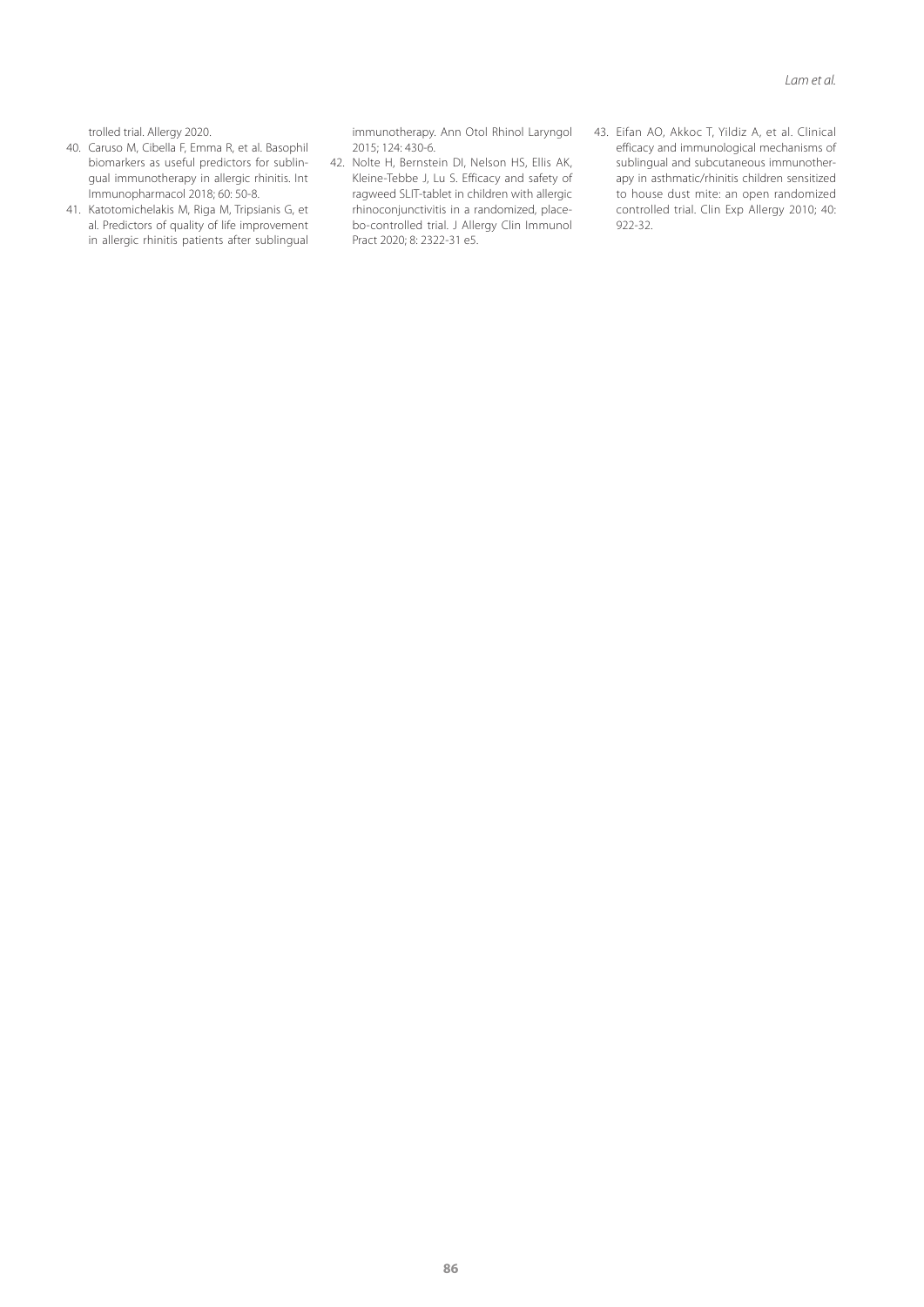trolled trial. Allergy 2020.

40. Caruso M, Cibella F, Emma R, et al. Basophil biomarkers as useful predictors for sublingual immunotherapy in allergic rhinitis. Int Immunopharmacol 2018; 60: 50-8.
41. Katotomichelakis M, Riga M, Tripsianis G, et al. Predictors of quality of life improvement in allergic rhinitis patients after sublingual immunotherapy. Ann Otol Rhinol Laryngol 2015; 124: 430-6.
42. Nolte H, Bernstein DI, Nelson HS, Ellis AK, Kleine-Tebbe J, Lu S. Efficacy and safety of ragweed SLIT-tablet in children with allergic rhinoconjunctivitis in a randomized, placebo-controlled trial. J Allergy Clin Immunol Pract 2020; 8: 2322-31 e5.
43. Eifan AO, Akkoc T, Yildiz A, et al. Clinical efficacy and immunological mechanisms of sublingual and subcutaneous immunotherapy in asthmatic/rhinitis children sensitized to house dust mite: an open randomized controlled trial. Clin Exp Allergy 2010; 40: 922-32.